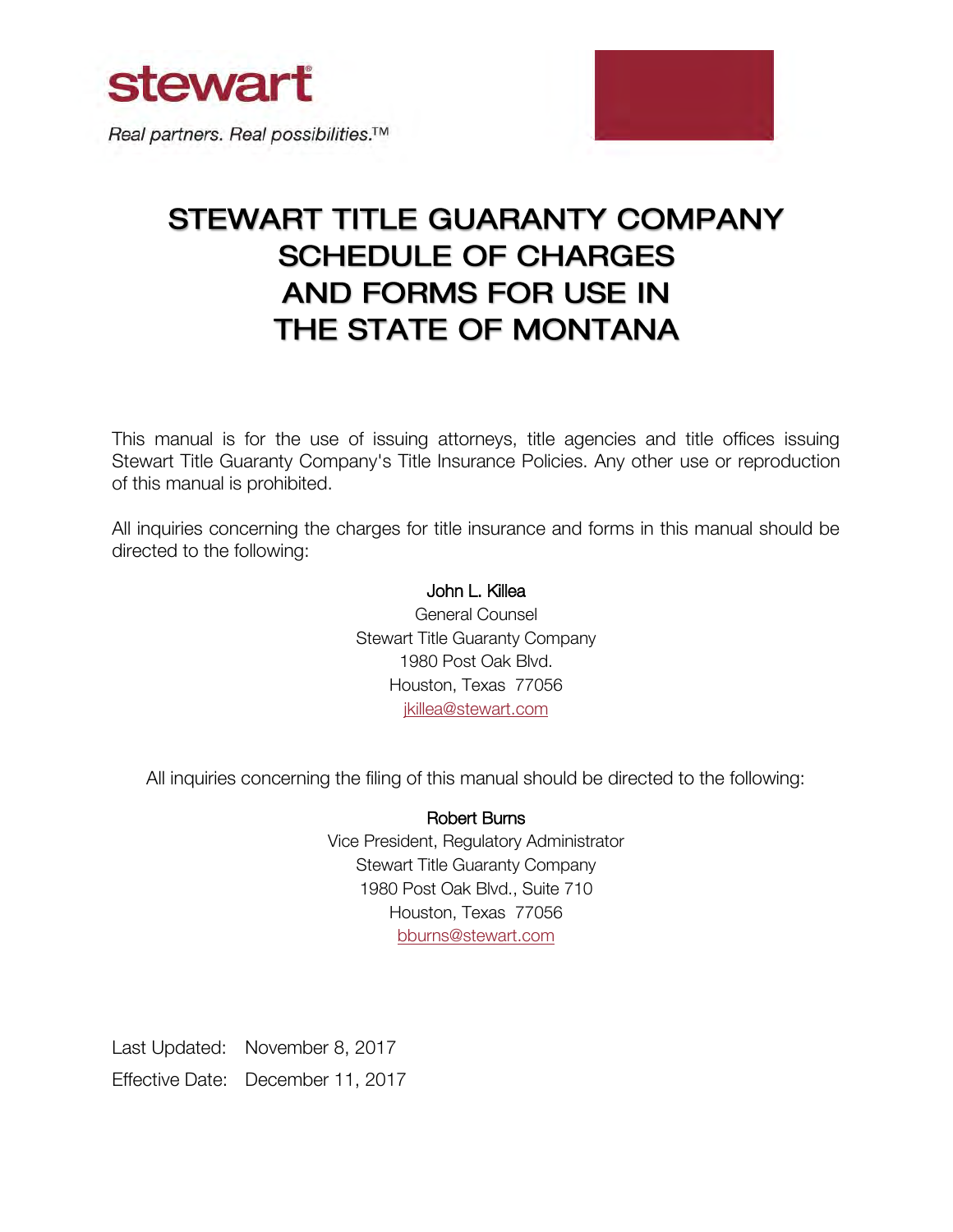stewart

*Real partners. Real possibilities.™*

# STEWART TITLE GUARANTY COMPANY SCHEDULE OF CHARGES AND FORMS FOR USE IN THE STATE OF MONTANA

This manual is for the use of issuing attorneys, title agencies and title offices issuing Stewart Title Guaranty Company's Title Insurance Policies. Any other use or reproduction of this manual is prohibited.

All inquiries concerning the charges for title insurance and forms in this manual should be directed to the following:

John L. Killea
General Counsel
Stewart Title Guaranty Company
1980 Post Oak Blvd.
Houston, Texas 77056
jkillea@stewart.com

All inquiries concerning the filing of this manual should be directed to the following:

Robert Burns
Vice President, Regulatory Administrator
Stewart Title Guaranty Company
1980 Post Oak Blvd., Suite 710
Houston, Texas 77056
bburns@stewart.com

Last Updated: November 8, 2017

Effective Date: December 11, 2017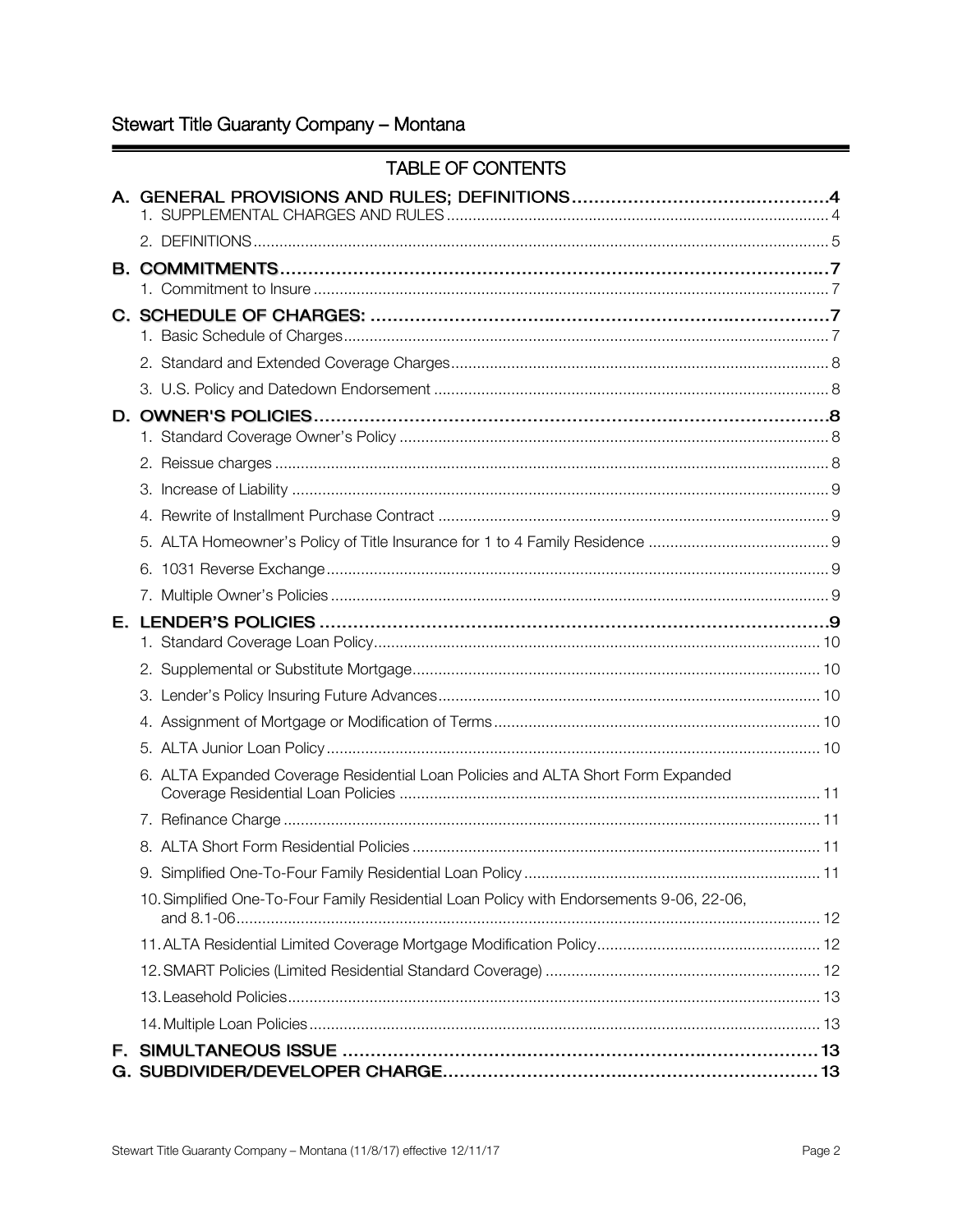## TABLE OF CONTENTS

**A. GENERAL PROVISIONS AND RULES; DEFINITIONS** .......... 4
- 1. SUPPLEMENTAL CHARGES AND RULES .......... 4
- 2. DEFINITIONS .......... 5

**B. COMMITMENTS** .......... 7
- 1. Commitment to Insure .......... 7

**C. SCHEDULE OF CHARGES:** .......... 7
- 1. Basic Schedule of Charges .......... 7
- 2. Standard and Extended Coverage Charges .......... 8
- 3. U.S. Policy and Datedown Endorsement .......... 8

**D. OWNER'S POLICIES** .......... 8
- 1. Standard Coverage Owner's Policy .......... 8
- 2. Reissue charges .......... 8
- 3. Increase of Liability .......... 9
- 4. Rewrite of Installment Purchase Contract .......... 9
- 5. ALTA Homeowner's Policy of Title Insurance for 1 to 4 Family Residence .......... 9
- 6. 1031 Reverse Exchange .......... 9
- 7. Multiple Owner's Policies .......... 9

**E. LENDER'S POLICIES** .......... 9
- 1. Standard Coverage Loan Policy .......... 10
- 2. Supplemental or Substitute Mortgage .......... 10
- 3. Lender's Policy Insuring Future Advances .......... 10
- 4. Assignment of Mortgage or Modification of Terms .......... 10
- 5. ALTA Junior Loan Policy .......... 10
- 6. ALTA Expanded Coverage Residential Loan Policies and ALTA Short Form Expanded Coverage Residential Loan Policies .......... 11
- 7. Refinance Charge .......... 11
- 8. ALTA Short Form Residential Policies .......... 11
- 9. Simplified One-To-Four Family Residential Loan Policy .......... 11
- 10. Simplified One-To-Four Family Residential Loan Policy with Endorsements 9-06, 22-06, and 8.1-06 .......... 12
- 11. ALTA Residential Limited Coverage Mortgage Modification Policy .......... 12
- 12. SMART Policies (Limited Residential Standard Coverage) .......... 12
- 13. Leasehold Policies .......... 13
- 14. Multiple Loan Policies .......... 13

**F. SIMULTANEOUS ISSUE** .......... 13

**G. SUBDIVIDER/DEVELOPER CHARGE** .......... 13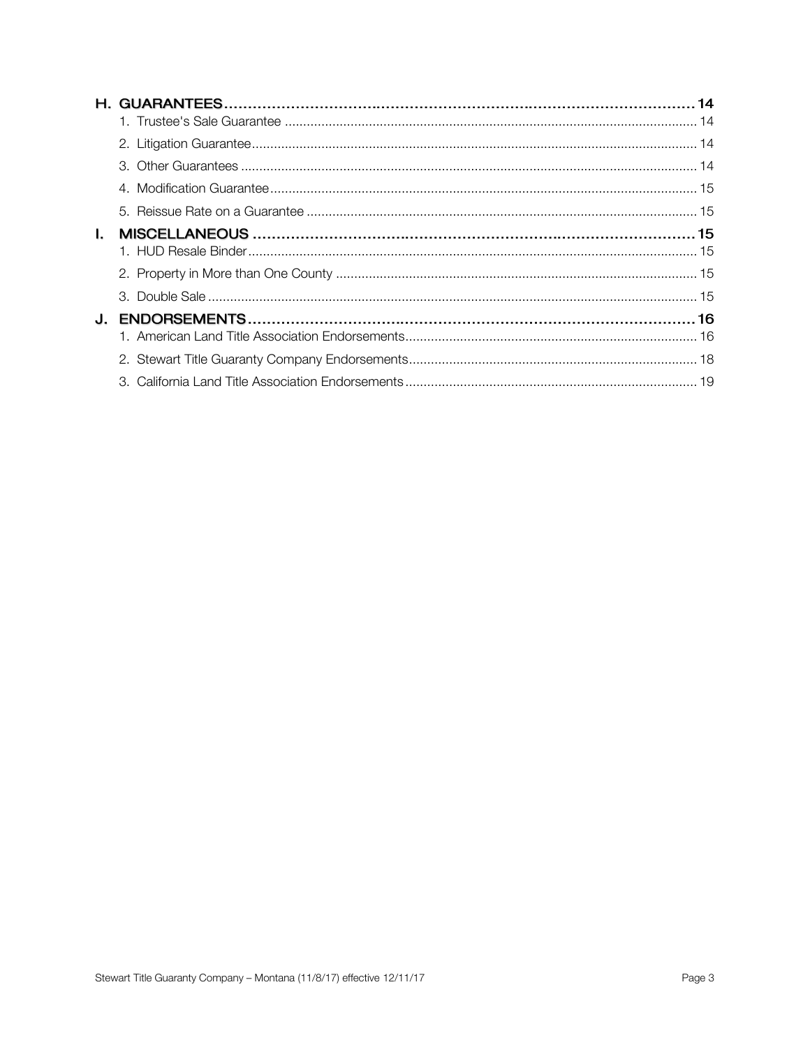**H. GUARANTEES** .......... 14

1. Trustee's Sale Guarantee .......... 14
2. Litigation Guarantee .......... 14
3. Other Guarantees .......... 14
4. Modification Guarantee .......... 15
5. Reissue Rate on a Guarantee .......... 15

**I. MISCELLANEOUS** .......... 15

1. HUD Resale Binder .......... 15
2. Property in More than One County .......... 15
3. Double Sale .......... 15

**J. ENDORSEMENTS** .......... 16

1. American Land Title Association Endorsements .......... 16
2. Stewart Title Guaranty Company Endorsements .......... 18
3. California Land Title Association Endorsements .......... 19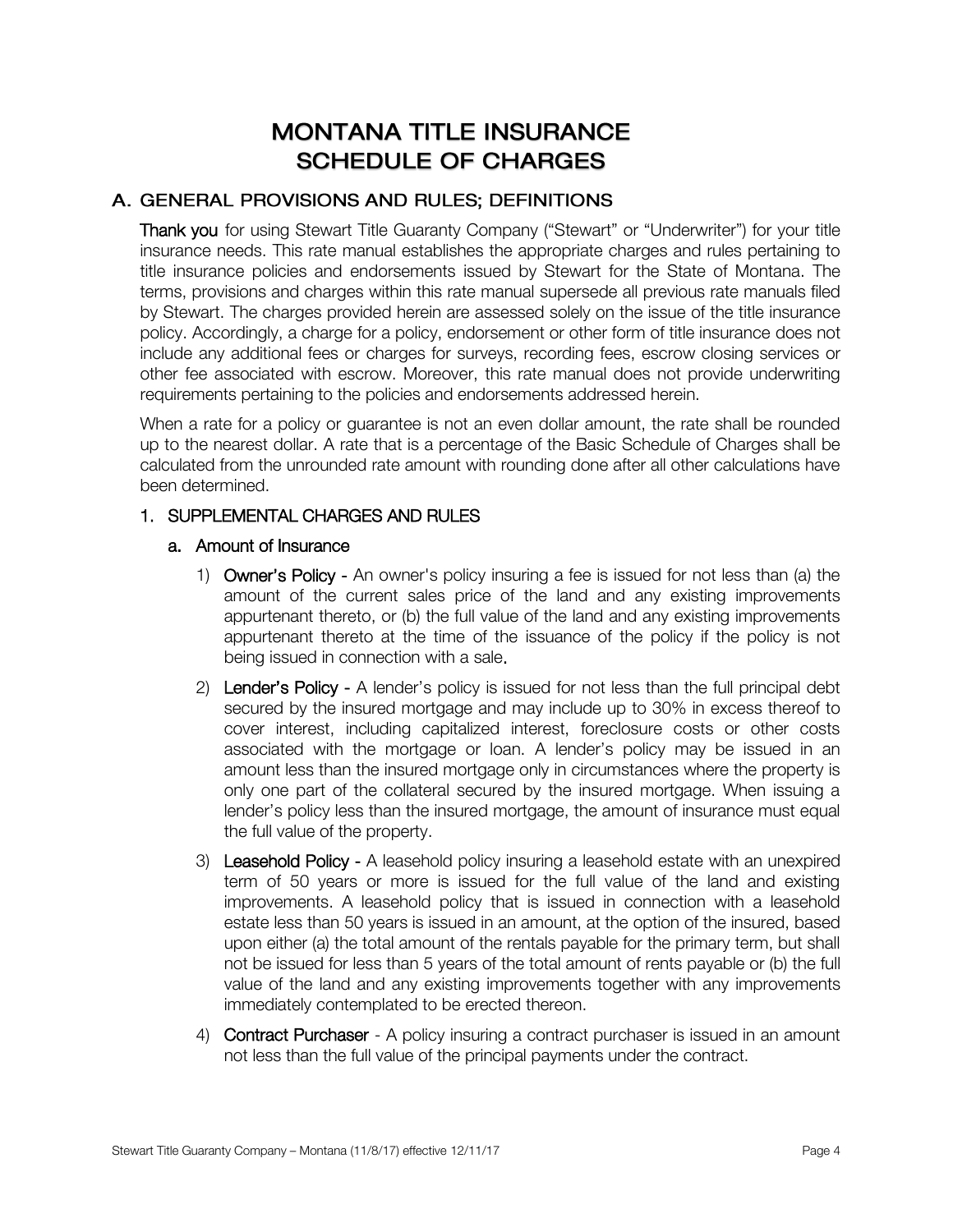# MONTANA TITLE INSURANCE SCHEDULE OF CHARGES

## A. GENERAL PROVISIONS AND RULES; DEFINITIONS

**Thank you** for using Stewart Title Guaranty Company ("Stewart" or "Underwriter") for your title insurance needs. This rate manual establishes the appropriate charges and rules pertaining to title insurance policies and endorsements issued by Stewart for the State of Montana. The terms, provisions and charges within this rate manual supersede all previous rate manuals filed by Stewart. The charges provided herein are assessed solely on the issue of the title insurance policy. Accordingly, a charge for a policy, endorsement or other form of title insurance does not include any additional fees or charges for surveys, recording fees, escrow closing services or other fee associated with escrow. Moreover, this rate manual does not provide underwriting requirements pertaining to the policies and endorsements addressed herein.

When a rate for a policy or guarantee is not an even dollar amount, the rate shall be rounded up to the nearest dollar. A rate that is a percentage of the Basic Schedule of Charges shall be calculated from the unrounded rate amount with rounding done after all other calculations have been determined.

### 1. SUPPLEMENTAL CHARGES AND RULES

#### a. Amount of Insurance

1) **Owner's Policy** - An owner's policy insuring a fee is issued for not less than (a) the amount of the current sales price of the land and any existing improvements appurtenant thereto, or (b) the full value of the land and any existing improvements appurtenant thereto at the time of the issuance of the policy if the policy is not being issued in connection with a sale.

2) **Lender's Policy** - A lender's policy is issued for not less than the full principal debt secured by the insured mortgage and may include up to 30% in excess thereof to cover interest, including capitalized interest, foreclosure costs or other costs associated with the mortgage or loan. A lender's policy may be issued in an amount less than the insured mortgage only in circumstances where the property is only one part of the collateral secured by the insured mortgage. When issuing a lender's policy less than the insured mortgage, the amount of insurance must equal the full value of the property.

3) **Leasehold Policy** - A leasehold policy insuring a leasehold estate with an unexpired term of 50 years or more is issued for the full value of the land and existing improvements. A leasehold policy that is issued in connection with a leasehold estate less than 50 years is issued in an amount, at the option of the insured, based upon either (a) the total amount of the rentals payable for the primary term, but shall not be issued for less than 5 years of the total amount of rents payable or (b) the full value of the land and any existing improvements together with any improvements immediately contemplated to be erected thereon.

4) **Contract Purchaser** - A policy insuring a contract purchaser is issued in an amount not less than the full value of the principal payments under the contract.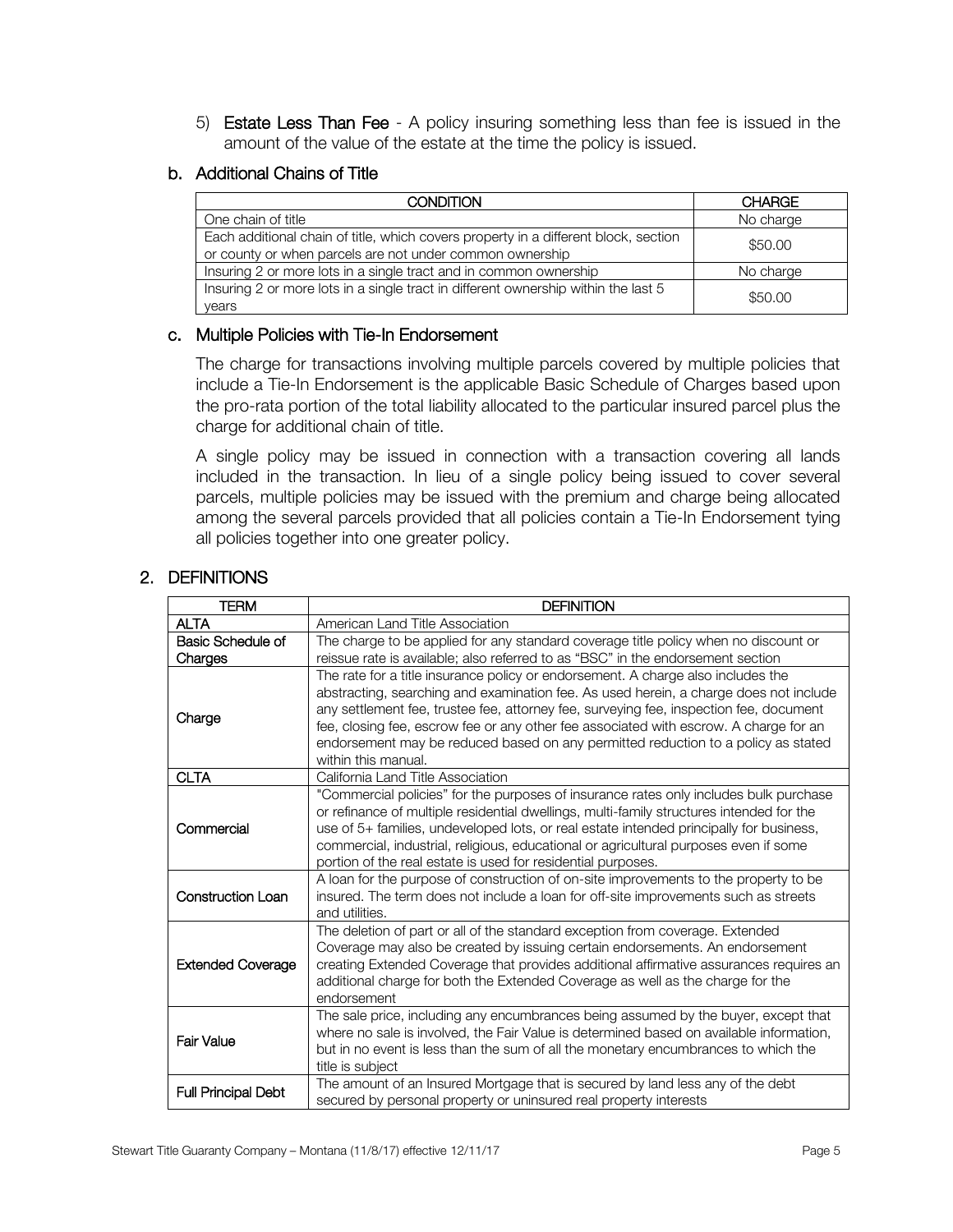5) **Estate Less Than Fee** - A policy insuring something less than fee is issued in the amount of the value of the estate at the time the policy is issued.

### b. Additional Chains of Title

| CONDITION | CHARGE |
|---|---|
| One chain of title | No charge |
| Each additional chain of title, which covers property in a different block, section or county or when parcels are not under common ownership | $50.00 |
| Insuring 2 or more lots in a single tract and in common ownership | No charge |
| Insuring 2 or more lots in a single tract in different ownership within the last 5 years | $50.00 |

### c. Multiple Policies with Tie-In Endorsement

The charge for transactions involving multiple parcels covered by multiple policies that include a Tie-In Endorsement is the applicable Basic Schedule of Charges based upon the pro-rata portion of the total liability allocated to the particular insured parcel plus the charge for additional chain of title.

A single policy may be issued in connection with a transaction covering all lands included in the transaction. In lieu of a single policy being issued to cover several parcels, multiple policies may be issued with the premium and charge being allocated among the several parcels provided that all policies contain a Tie-In Endorsement tying all policies together into one greater policy.

## 2. DEFINITIONS

| TERM | DEFINITION |
|---|---|
| **ALTA** | American Land Title Association |
| **Basic Schedule of Charges** | The charge to be applied for any standard coverage title policy when no discount or reissue rate is available; also referred to as "BSC" in the endorsement section |
| **Charge** | The rate for a title insurance policy or endorsement. A charge also includes the abstracting, searching and examination fee. As used herein, a charge does not include any settlement fee, trustee fee, attorney fee, surveying fee, inspection fee, document fee, closing fee, escrow fee or any other fee associated with escrow. A charge for an endorsement may be reduced based on any permitted reduction to a policy as stated within this manual. |
| **CLTA** | California Land Title Association |
| **Commercial** | "Commercial policies" for the purposes of insurance rates only includes bulk purchase or refinance of multiple residential dwellings, multi-family structures intended for the use of 5+ families, undeveloped lots, or real estate intended principally for business, commercial, industrial, religious, educational or agricultural purposes even if some portion of the real estate is used for residential purposes. |
| **Construction Loan** | A loan for the purpose of construction of on-site improvements to the property to be insured. The term does not include a loan for off-site improvements such as streets and utilities. |
| **Extended Coverage** | The deletion of part or all of the standard exception from coverage. Extended Coverage may also be created by issuing certain endorsements. An endorsement creating Extended Coverage that provides additional affirmative assurances requires an additional charge for both the Extended Coverage as well as the charge for the endorsement |
| **Fair Value** | The sale price, including any encumbrances being assumed by the buyer, except that where no sale is involved, the Fair Value is determined based on available information, but in no event is less than the sum of all the monetary encumbrances to which the title is subject |
| **Full Principal Debt** | The amount of an Insured Mortgage that is secured by land less any of the debt secured by personal property or uninsured real property interests |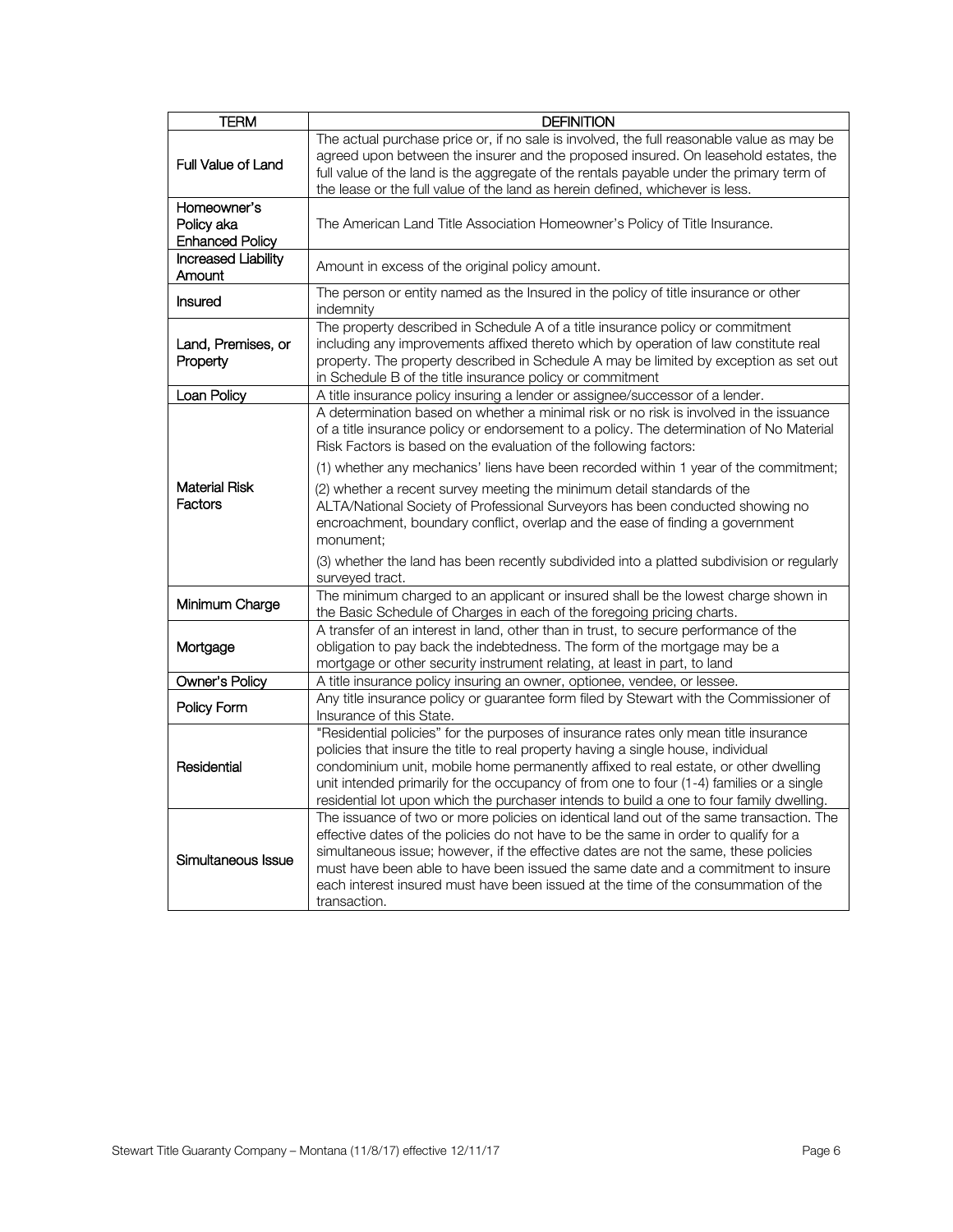| TERM | DEFINITION |
|---|---|
| Full Value of Land | The actual purchase price or, if no sale is involved, the full reasonable value as may be agreed upon between the insurer and the proposed insured. On leasehold estates, the full value of the land is the aggregate of the rentals payable under the primary term of the lease or the full value of the land as herein defined, whichever is less. |
| Homeowner's Policy aka Enhanced Policy | The American Land Title Association Homeowner's Policy of Title Insurance. |
| Increased Liability Amount | Amount in excess of the original policy amount. |
| Insured | The person or entity named as the Insured in the policy of title insurance or other indemnity |
| Land, Premises, or Property | The property described in Schedule A of a title insurance policy or commitment including any improvements affixed thereto which by operation of law constitute real property. The property described in Schedule A may be limited by exception as set out in Schedule B of the title insurance policy or commitment |
| Loan Policy | A title insurance policy insuring a lender or assignee/successor of a lender. |
| Material Risk Factors | A determination based on whether a minimal risk or no risk is involved in the issuance of a title insurance policy or endorsement to a policy. The determination of No Material Risk Factors is based on the evaluation of the following factors:<br><br>(1) whether any mechanics' liens have been recorded within 1 year of the commitment;<br><br>(2) whether a recent survey meeting the minimum detail standards of the ALTA/National Society of Professional Surveyors has been conducted showing no encroachment, boundary conflict, overlap and the ease of finding a government monument;<br><br>(3) whether the land has been recently subdivided into a platted subdivision or regularly surveyed tract. |
| Minimum Charge | The minimum charged to an applicant or insured shall be the lowest charge shown in the Basic Schedule of Charges in each of the foregoing pricing charts. |
| Mortgage | A transfer of an interest in land, other than in trust, to secure performance of the obligation to pay back the indebtedness. The form of the mortgage may be a mortgage or other security instrument relating, at least in part, to land |
| Owner's Policy | A title insurance policy insuring an owner, optionee, vendee, or lessee. |
| Policy Form | Any title insurance policy or guarantee form filed by Stewart with the Commissioner of Insurance of this State. |
| Residential | "Residential policies" for the purposes of insurance rates only mean title insurance policies that insure the title to real property having a single house, individual condominium unit, mobile home permanently affixed to real estate, or other dwelling unit intended primarily for the occupancy of from one to four (1-4) families or a single residential lot upon which the purchaser intends to build a one to four family dwelling. |
| Simultaneous Issue | The issuance of two or more policies on identical land out of the same transaction. The effective dates of the policies do not have to be the same in order to qualify for a simultaneous issue; however, if the effective dates are not the same, these policies must have been able to have been issued the same date and a commitment to insure each interest insured must have been issued at the time of the consummation of the transaction. |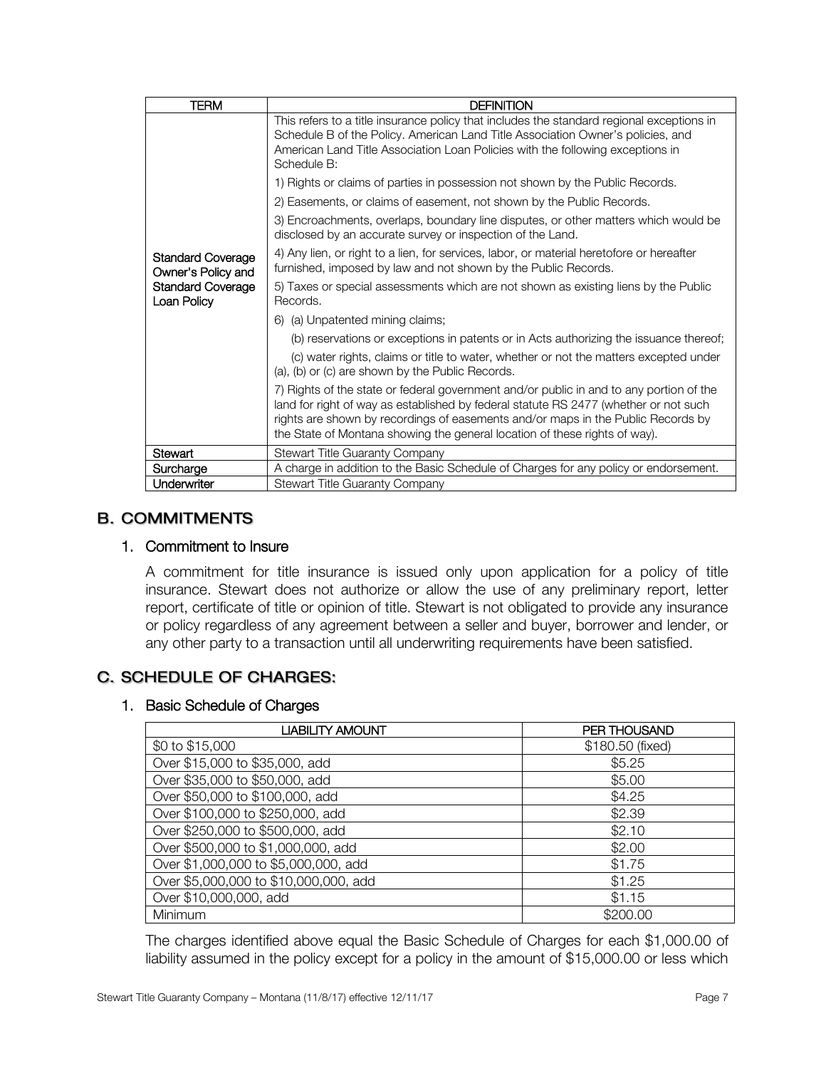| TERM | DEFINITION |
|---|---|
| Standard Coverage Owner's Policy and Standard Coverage Loan Policy | This refers to a title insurance policy that includes the standard regional exceptions in Schedule B of the Policy. American Land Title Association Owner's policies, and American Land Title Association Loan Policies with the following exceptions in Schedule B:<br><br>1) Rights or claims of parties in possession not shown by the Public Records.<br><br>2) Easements, or claims of easement, not shown by the Public Records.<br><br>3) Encroachments, overlaps, boundary line disputes, or other matters which would be disclosed by an accurate survey or inspection of the Land.<br><br>4) Any lien, or right to a lien, for services, labor, or material heretofore or hereafter furnished, imposed by law and not shown by the Public Records.<br><br>5) Taxes or special assessments which are not shown as existing liens by the Public Records.<br><br>6) (a) Unpatented mining claims;<br>(b) reservations or exceptions in patents or in Acts authorizing the issuance thereof;<br>(c) water rights, claims or title to water, whether or not the matters excepted under (a), (b) or (c) are shown by the Public Records.<br><br>7) Rights of the state or federal government and/or public in and to any portion of the land for right of way as established by federal statute RS 2477 (whether or not such rights are shown by recordings of easements and/or maps in the Public Records by the State of Montana showing the general location of these rights of way). |
| Stewart | Stewart Title Guaranty Company |
| Surcharge | A charge in addition to the Basic Schedule of Charges for any policy or endorsement. |
| Underwriter | Stewart Title Guaranty Company |

## B. COMMITMENTS

### 1. Commitment to Insure

A commitment for title insurance is issued only upon application for a policy of title insurance. Stewart does not authorize or allow the use of any preliminary report, letter report, certificate of title or opinion of title. Stewart is not obligated to provide any insurance or policy regardless of any agreement between a seller and buyer, borrower and lender, or any other party to a transaction until all underwriting requirements have been satisfied.

## C. SCHEDULE OF CHARGES:

### 1. Basic Schedule of Charges

| LIABILITY AMOUNT | PER THOUSAND |
|---|---|
| $0 to $15,000 | $180.50 (fixed) |
| Over $15,000 to $35,000, add | $5.25 |
| Over $35,000 to $50,000, add | $5.00 |
| Over $50,000 to $100,000, add | $4.25 |
| Over $100,000 to $250,000, add | $2.39 |
| Over $250,000 to $500,000, add | $2.10 |
| Over $500,000 to $1,000,000, add | $2.00 |
| Over $1,000,000 to $5,000,000, add | $1.75 |
| Over $5,000,000 to $10,000,000, add | $1.25 |
| Over $10,000,000, add | $1.15 |
| Minimum | $200.00 |

The charges identified above equal the Basic Schedule of Charges for each $1,000.00 of liability assumed in the policy except for a policy in the amount of $15,000.00 or less which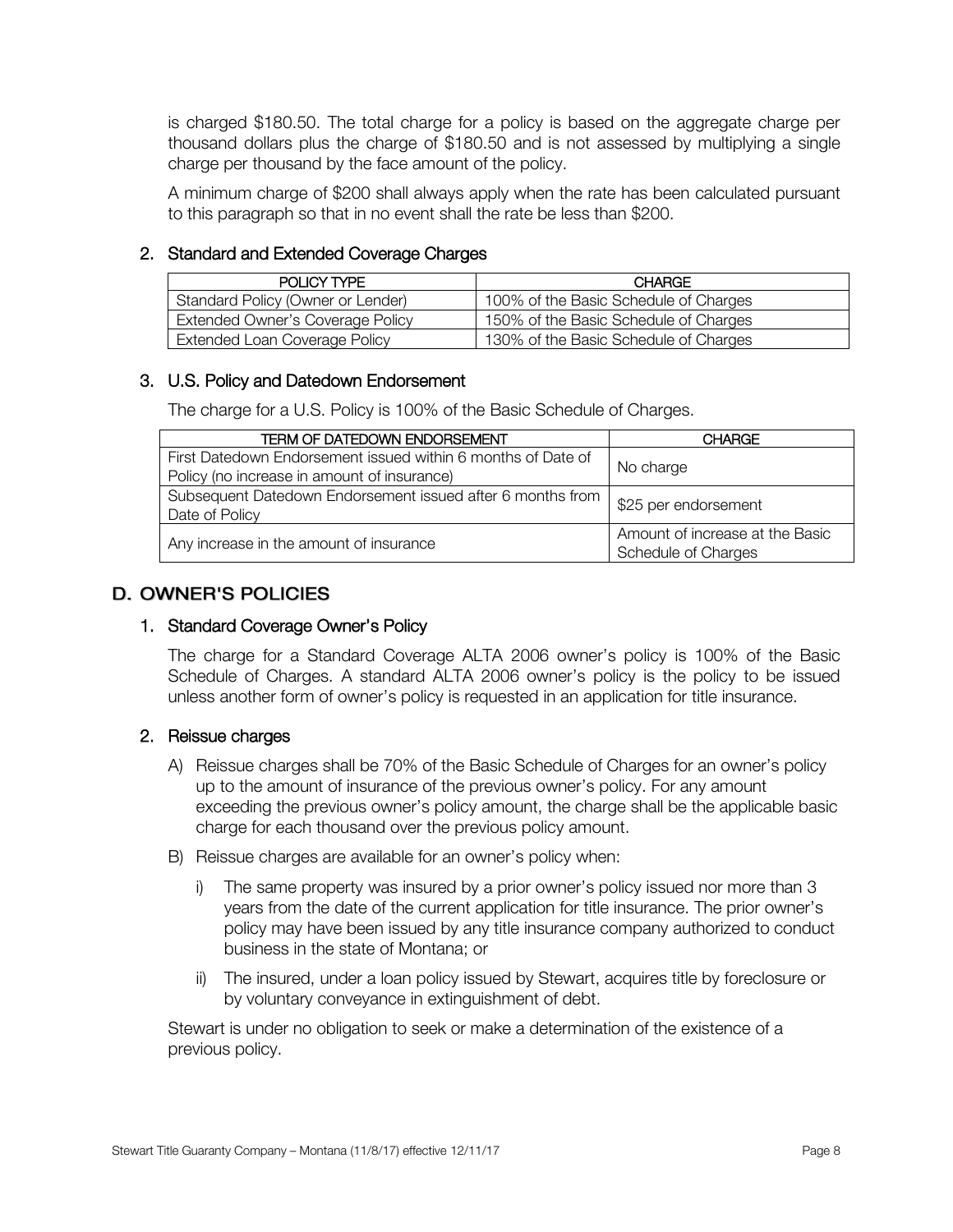is charged $180.50. The total charge for a policy is based on the aggregate charge per thousand dollars plus the charge of $180.50 and is not assessed by multiplying a single charge per thousand by the face amount of the policy.

A minimum charge of $200 shall always apply when the rate has been calculated pursuant to this paragraph so that in no event shall the rate be less than $200.

### 2. Standard and Extended Coverage Charges

| POLICY TYPE | CHARGE |
|---|---|
| Standard Policy (Owner or Lender) | 100% of the Basic Schedule of Charges |
| Extended Owner's Coverage Policy | 150% of the Basic Schedule of Charges |
| Extended Loan Coverage Policy | 130% of the Basic Schedule of Charges |

### 3. U.S. Policy and Datedown Endorsement

The charge for a U.S. Policy is 100% of the Basic Schedule of Charges.

| TERM OF DATEDOWN ENDORSEMENT | CHARGE |
|---|---|
| First Datedown Endorsement issued within 6 months of Date of Policy (no increase in amount of insurance) | No charge |
| Subsequent Datedown Endorsement issued after 6 months from Date of Policy | $25 per endorsement |
| Any increase in the amount of insurance | Amount of increase at the Basic Schedule of Charges |

## D. OWNER'S POLICIES

### 1. Standard Coverage Owner's Policy

The charge for a Standard Coverage ALTA 2006 owner's policy is 100% of the Basic Schedule of Charges. A standard ALTA 2006 owner's policy is the policy to be issued unless another form of owner's policy is requested in an application for title insurance.

### 2. Reissue charges

A) Reissue charges shall be 70% of the Basic Schedule of Charges for an owner's policy up to the amount of insurance of the previous owner's policy. For any amount exceeding the previous owner's policy amount, the charge shall be the applicable basic charge for each thousand over the previous policy amount.

B) Reissue charges are available for an owner's policy when:

   i) The same property was insured by a prior owner's policy issued nor more than 3 years from the date of the current application for title insurance. The prior owner's policy may have been issued by any title insurance company authorized to conduct business in the state of Montana; or

   ii) The insured, under a loan policy issued by Stewart, acquires title by foreclosure or by voluntary conveyance in extinguishment of debt.

Stewart is under no obligation to seek or make a determination of the existence of a previous policy.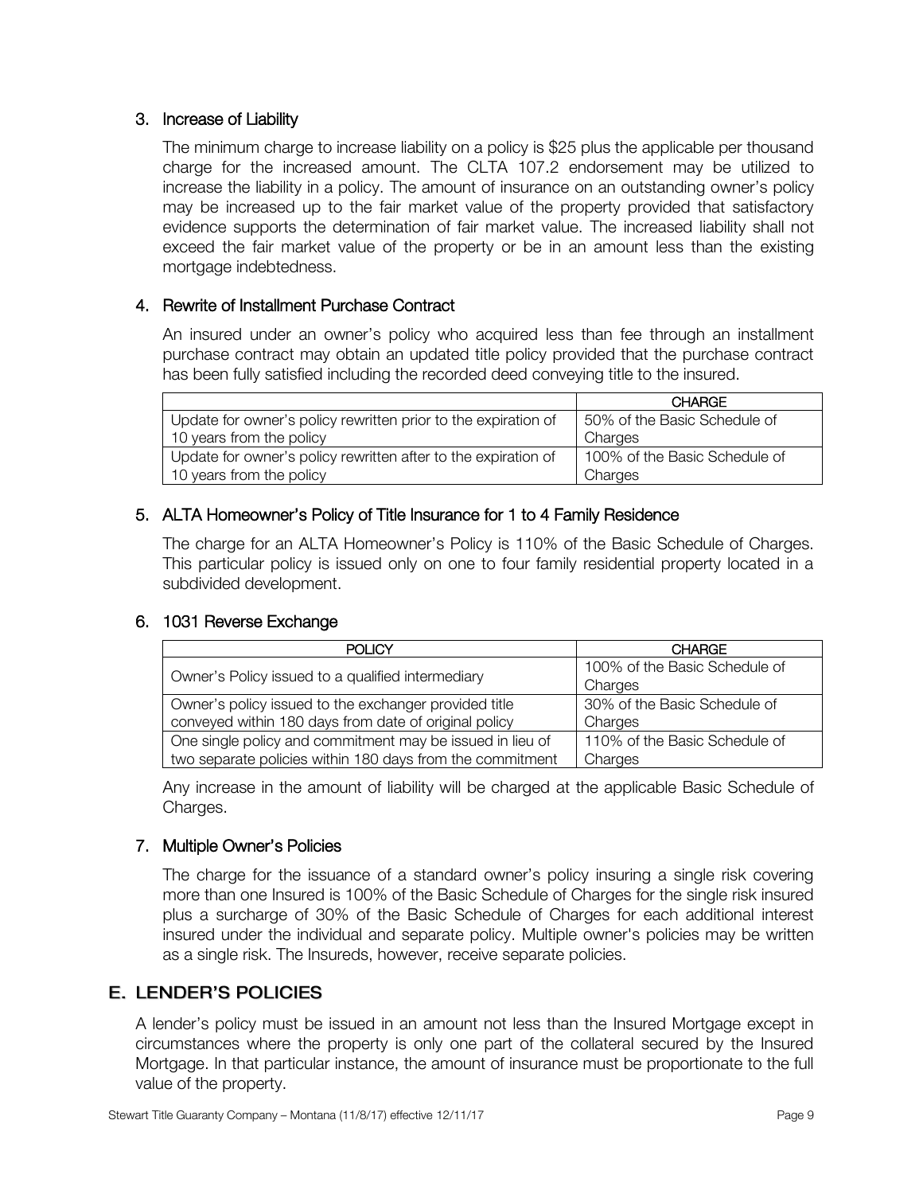### 3. Increase of Liability

The minimum charge to increase liability on a policy is $25 plus the applicable per thousand charge for the increased amount. The CLTA 107.2 endorsement may be utilized to increase the liability in a policy. The amount of insurance on an outstanding owner's policy may be increased up to the fair market value of the property provided that satisfactory evidence supports the determination of fair market value. The increased liability shall not exceed the fair market value of the property or be in an amount less than the existing mortgage indebtedness.

### 4. Rewrite of Installment Purchase Contract

An insured under an owner's policy who acquired less than fee through an installment purchase contract may obtain an updated title policy provided that the purchase contract has been fully satisfied including the recorded deed conveying title to the insured.

| | CHARGE |
|---|---|
| Update for owner's policy rewritten prior to the expiration of 10 years from the policy | 50% of the Basic Schedule of Charges |
| Update for owner's policy rewritten after to the expiration of 10 years from the policy | 100% of the Basic Schedule of Charges |

### 5. ALTA Homeowner's Policy of Title Insurance for 1 to 4 Family Residence

The charge for an ALTA Homeowner's Policy is 110% of the Basic Schedule of Charges. This particular policy is issued only on one to four family residential property located in a subdivided development.

### 6. 1031 Reverse Exchange

| POLICY | CHARGE |
|---|---|
| Owner's Policy issued to a qualified intermediary | 100% of the Basic Schedule of Charges |
| Owner's policy issued to the exchanger provided title conveyed within 180 days from date of original policy | 30% of the Basic Schedule of Charges |
| One single policy and commitment may be issued in lieu of two separate policies within 180 days from the commitment | 110% of the Basic Schedule of Charges |

Any increase in the amount of liability will be charged at the applicable Basic Schedule of Charges.

### 7. Multiple Owner's Policies

The charge for the issuance of a standard owner's policy insuring a single risk covering more than one Insured is 100% of the Basic Schedule of Charges for the single risk insured plus a surcharge of 30% of the Basic Schedule of Charges for each additional interest insured under the individual and separate policy. Multiple owner's policies may be written as a single risk. The Insureds, however, receive separate policies.

## E. LENDER'S POLICIES

A lender's policy must be issued in an amount not less than the Insured Mortgage except in circumstances where the property is only one part of the collateral secured by the Insured Mortgage. In that particular instance, the amount of insurance must be proportionate to the full value of the property.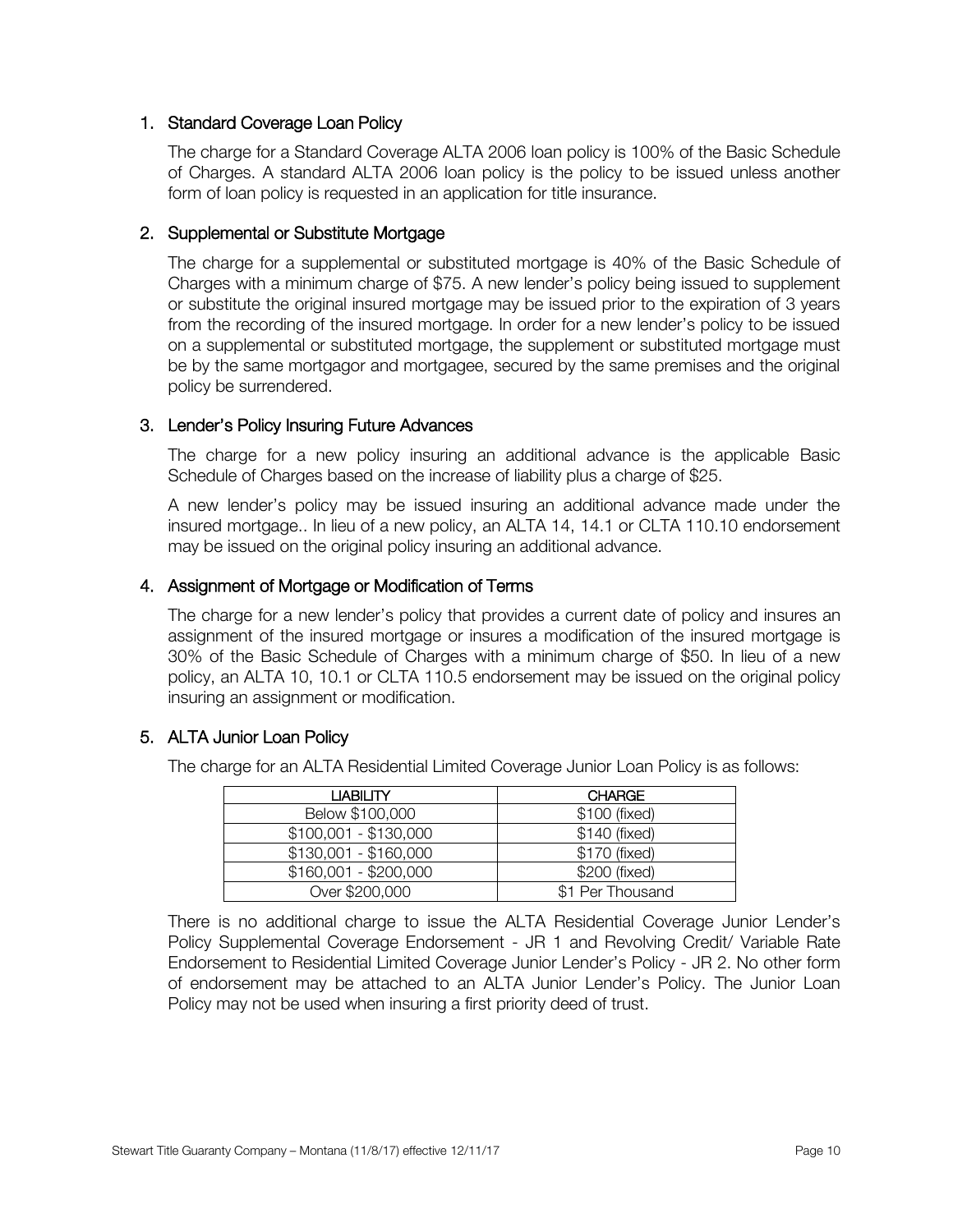## 1. Standard Coverage Loan Policy

The charge for a Standard Coverage ALTA 2006 loan policy is 100% of the Basic Schedule of Charges. A standard ALTA 2006 loan policy is the policy to be issued unless another form of loan policy is requested in an application for title insurance.

## 2. Supplemental or Substitute Mortgage

The charge for a supplemental or substituted mortgage is 40% of the Basic Schedule of Charges with a minimum charge of $75. A new lender's policy being issued to supplement or substitute the original insured mortgage may be issued prior to the expiration of 3 years from the recording of the insured mortgage. In order for a new lender's policy to be issued on a supplemental or substituted mortgage, the supplement or substituted mortgage must be by the same mortgagor and mortgagee, secured by the same premises and the original policy be surrendered.

## 3. Lender's Policy Insuring Future Advances

The charge for a new policy insuring an additional advance is the applicable Basic Schedule of Charges based on the increase of liability plus a charge of $25.

A new lender's policy may be issued insuring an additional advance made under the insured mortgage.. In lieu of a new policy, an ALTA 14, 14.1 or CLTA 110.10 endorsement may be issued on the original policy insuring an additional advance.

## 4. Assignment of Mortgage or Modification of Terms

The charge for a new lender's policy that provides a current date of policy and insures an assignment of the insured mortgage or insures a modification of the insured mortgage is 30% of the Basic Schedule of Charges with a minimum charge of $50. In lieu of a new policy, an ALTA 10, 10.1 or CLTA 110.5 endorsement may be issued on the original policy insuring an assignment or modification.

## 5. ALTA Junior Loan Policy

The charge for an ALTA Residential Limited Coverage Junior Loan Policy is as follows:

| LIABILITY | CHARGE |
|---|---|
| Below $100,000 | $100 (fixed) |
| $100,001 - $130,000 | $140 (fixed) |
| $130,001 - $160,000 | $170 (fixed) |
| $160,001 - $200,000 | $200 (fixed) |
| Over $200,000 | $1 Per Thousand |

There is no additional charge to issue the ALTA Residential Coverage Junior Lender's Policy Supplemental Coverage Endorsement - JR 1 and Revolving Credit/ Variable Rate Endorsement to Residential Limited Coverage Junior Lender's Policy - JR 2. No other form of endorsement may be attached to an ALTA Junior Lender's Policy. The Junior Loan Policy may not be used when insuring a first priority deed of trust.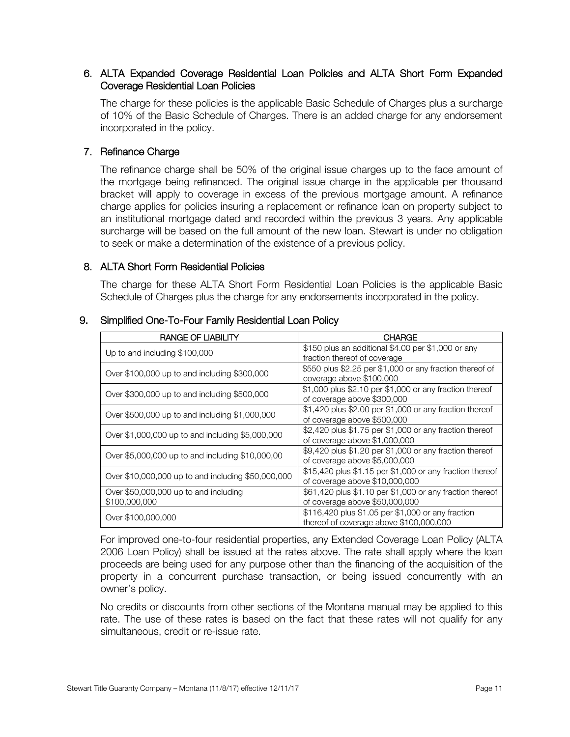## 6. ALTA Expanded Coverage Residential Loan Policies and ALTA Short Form Expanded Coverage Residential Loan Policies

The charge for these policies is the applicable Basic Schedule of Charges plus a surcharge of 10% of the Basic Schedule of Charges. There is an added charge for any endorsement incorporated in the policy.

## 7. Refinance Charge

The refinance charge shall be 50% of the original issue charges up to the face amount of the mortgage being refinanced. The original issue charge in the applicable per thousand bracket will apply to coverage in excess of the previous mortgage amount. A refinance charge applies for policies insuring a replacement or refinance loan on property subject to an institutional mortgage dated and recorded within the previous 3 years. Any applicable surcharge will be based on the full amount of the new loan. Stewart is under no obligation to seek or make a determination of the existence of a previous policy.

## 8. ALTA Short Form Residential Policies

The charge for these ALTA Short Form Residential Loan Policies is the applicable Basic Schedule of Charges plus the charge for any endorsements incorporated in the policy.

## 9. Simplified One-To-Four Family Residential Loan Policy

| RANGE OF LIABILITY | CHARGE |
|---|---|
| Up to and including $100,000 | $150 plus an additional $4.00 per $1,000 or any fraction thereof of coverage |
| Over $100,000 up to and including $300,000 | $550 plus $2.25 per $1,000 or any fraction thereof of coverage above $100,000 |
| Over $300,000 up to and including $500,000 | $1,000 plus $2.10 per $1,000 or any fraction thereof of coverage above $300,000 |
| Over $500,000 up to and including $1,000,000 | $1,420 plus $2.00 per $1,000 or any fraction thereof of coverage above $500,000 |
| Over $1,000,000 up to and including $5,000,000 | $2,420 plus $1.75 per $1,000 or any fraction thereof of coverage above $1,000,000 |
| Over $5,000,000 up to and including $10,000,00 | $9,420 plus $1.20 per $1,000 or any fraction thereof of coverage above $5,000,000 |
| Over $10,000,000 up to and including $50,000,000 | $15,420 plus $1.15 per $1,000 or any fraction thereof of coverage above $10,000,000 |
| Over $50,000,000 up to and including $100,000,000 | $61,420 plus $1.10 per $1,000 or any fraction thereof of coverage above $50,000,000 |
| Over $100,000,000 | $116,420 plus $1.05 per $1,000 or any fraction thereof of coverage above $100,000,000 |

For improved one-to-four residential properties, any Extended Coverage Loan Policy (ALTA 2006 Loan Policy) shall be issued at the rates above. The rate shall apply where the loan proceeds are being used for any purpose other than the financing of the acquisition of the property in a concurrent purchase transaction, or being issued concurrently with an owner's policy.

No credits or discounts from other sections of the Montana manual may be applied to this rate. The use of these rates is based on the fact that these rates will not qualify for any simultaneous, credit or re-issue rate.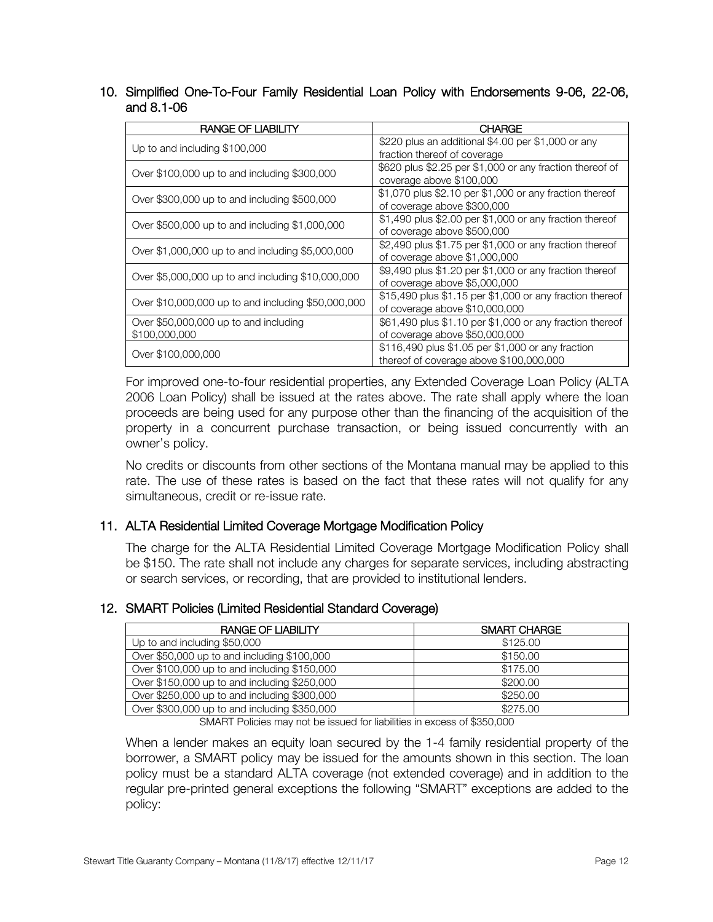## 10. Simplified One-To-Four Family Residential Loan Policy with Endorsements 9-06, 22-06, and 8.1-06

| RANGE OF LIABILITY | CHARGE |
| --- | --- |
| Up to and including $100,000 | $220 plus an additional $4.00 per $1,000 or any fraction thereof of coverage |
| Over $100,000 up to and including $300,000 | $620 plus $2.25 per $1,000 or any fraction thereof of coverage above $100,000 |
| Over $300,000 up to and including $500,000 | $1,070 plus $2.10 per $1,000 or any fraction thereof of coverage above $300,000 |
| Over $500,000 up to and including $1,000,000 | $1,490 plus $2.00 per $1,000 or any fraction thereof of coverage above $500,000 |
| Over $1,000,000 up to and including $5,000,000 | $2,490 plus $1.75 per $1,000 or any fraction thereof of coverage above $1,000,000 |
| Over $5,000,000 up to and including $10,000,000 | $9,490 plus $1.20 per $1,000 or any fraction thereof of coverage above $5,000,000 |
| Over $10,000,000 up to and including $50,000,000 | $15,490 plus $1.15 per $1,000 or any fraction thereof of coverage above $10,000,000 |
| Over $50,000,000 up to and including $100,000,000 | $61,490 plus $1.10 per $1,000 or any fraction thereof of coverage above $50,000,000 |
| Over $100,000,000 | $116,490 plus $1.05 per $1,000 or any fraction thereof of coverage above $100,000,000 |

For improved one-to-four residential properties, any Extended Coverage Loan Policy (ALTA 2006 Loan Policy) shall be issued at the rates above. The rate shall apply where the loan proceeds are being used for any purpose other than the financing of the acquisition of the property in a concurrent purchase transaction, or being issued concurrently with an owner's policy.

No credits or discounts from other sections of the Montana manual may be applied to this rate. The use of these rates is based on the fact that these rates will not qualify for any simultaneous, credit or re-issue rate.

## 11. ALTA Residential Limited Coverage Mortgage Modification Policy

The charge for the ALTA Residential Limited Coverage Mortgage Modification Policy shall be $150. The rate shall not include any charges for separate services, including abstracting or search services, or recording, that are provided to institutional lenders.

## 12. SMART Policies (Limited Residential Standard Coverage)

| RANGE OF LIABILITY | SMART CHARGE |
| --- | --- |
| Up to and including $50,000 | $125.00 |
| Over $50,000 up to and including $100,000 | $150.00 |
| Over $100,000 up to and including $150,000 | $175.00 |
| Over $150,000 up to and including $250,000 | $200.00 |
| Over $250,000 up to and including $300,000 | $250.00 |
| Over $300,000 up to and including $350,000 | $275.00 |

SMART Policies may not be issued for liabilities in excess of $350,000

When a lender makes an equity loan secured by the 1-4 family residential property of the borrower, a SMART policy may be issued for the amounts shown in this section. The loan policy must be a standard ALTA coverage (not extended coverage) and in addition to the regular pre-printed general exceptions the following "SMART" exceptions are added to the policy: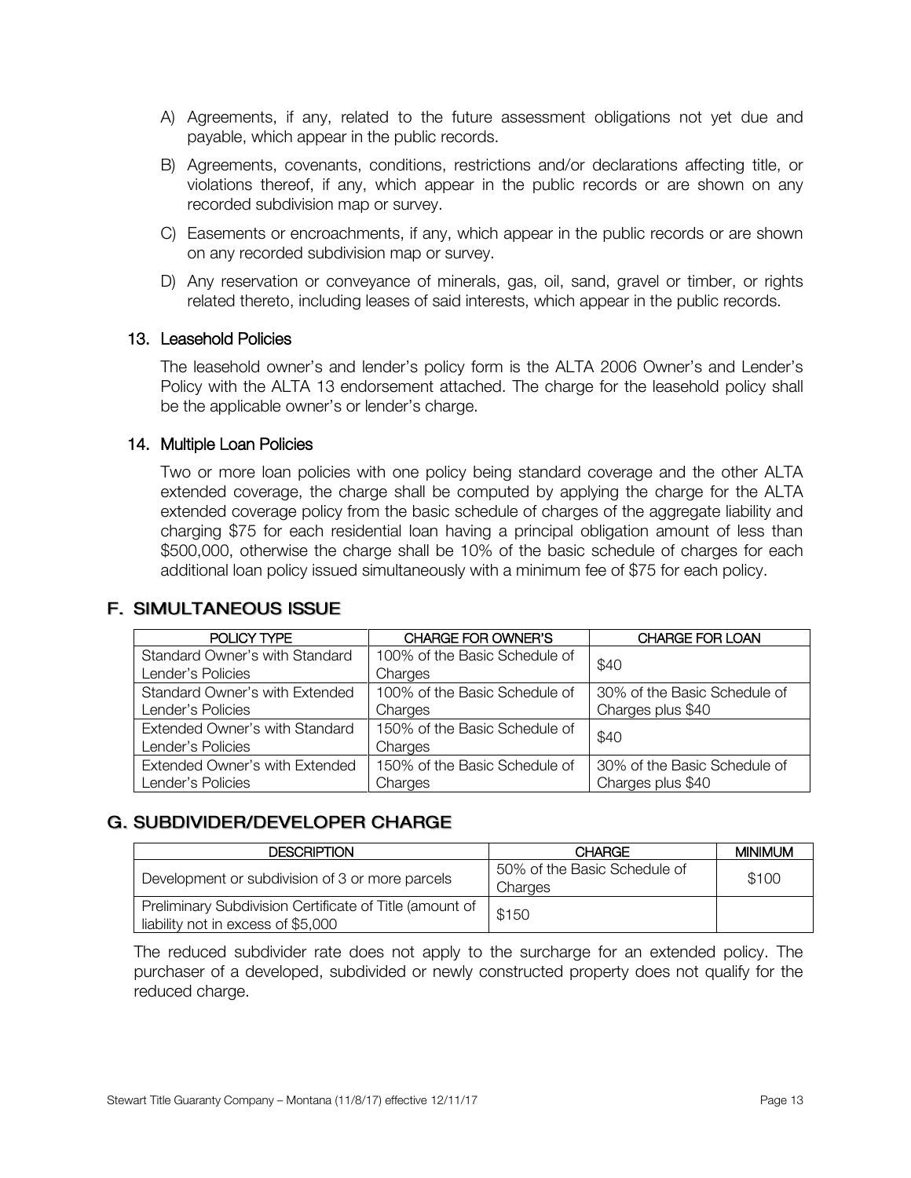A) Agreements, if any, related to the future assessment obligations not yet due and payable, which appear in the public records.

B) Agreements, covenants, conditions, restrictions and/or declarations affecting title, or violations thereof, if any, which appear in the public records or are shown on any recorded subdivision map or survey.

C) Easements or encroachments, if any, which appear in the public records or are shown on any recorded subdivision map or survey.

D) Any reservation or conveyance of minerals, gas, oil, sand, gravel or timber, or rights related thereto, including leases of said interests, which appear in the public records.

### 13. Leasehold Policies

The leasehold owner's and lender's policy form is the ALTA 2006 Owner's and Lender's Policy with the ALTA 13 endorsement attached. The charge for the leasehold policy shall be the applicable owner's or lender's charge.

### 14. Multiple Loan Policies

Two or more loan policies with one policy being standard coverage and the other ALTA extended coverage, the charge shall be computed by applying the charge for the ALTA extended coverage policy from the basic schedule of charges of the aggregate liability and charging $75 for each residential loan having a principal obligation amount of less than $500,000, otherwise the charge shall be 10% of the basic schedule of charges for each additional loan policy issued simultaneously with a minimum fee of $75 for each policy.

## F. SIMULTANEOUS ISSUE

| POLICY TYPE | CHARGE FOR OWNER'S | CHARGE FOR LOAN |
|---|---|---|
| Standard Owner's with Standard Lender's Policies | 100% of the Basic Schedule of Charges | $40 |
| Standard Owner's with Extended Lender's Policies | 100% of the Basic Schedule of Charges | 30% of the Basic Schedule of Charges plus $40 |
| Extended Owner's with Standard Lender's Policies | 150% of the Basic Schedule of Charges | $40 |
| Extended Owner's with Extended Lender's Policies | 150% of the Basic Schedule of Charges | 30% of the Basic Schedule of Charges plus $40 |

## G. SUBDIVIDER/DEVELOPER CHARGE

| DESCRIPTION | CHARGE | MINIMUM |
|---|---|---|
| Development or subdivision of 3 or more parcels | 50% of the Basic Schedule of Charges | $100 |
| Preliminary Subdivision Certificate of Title (amount of liability not in excess of $5,000 | $150 | |

The reduced subdivider rate does not apply to the surcharge for an extended policy. The purchaser of a developed, subdivided or newly constructed property does not qualify for the reduced charge.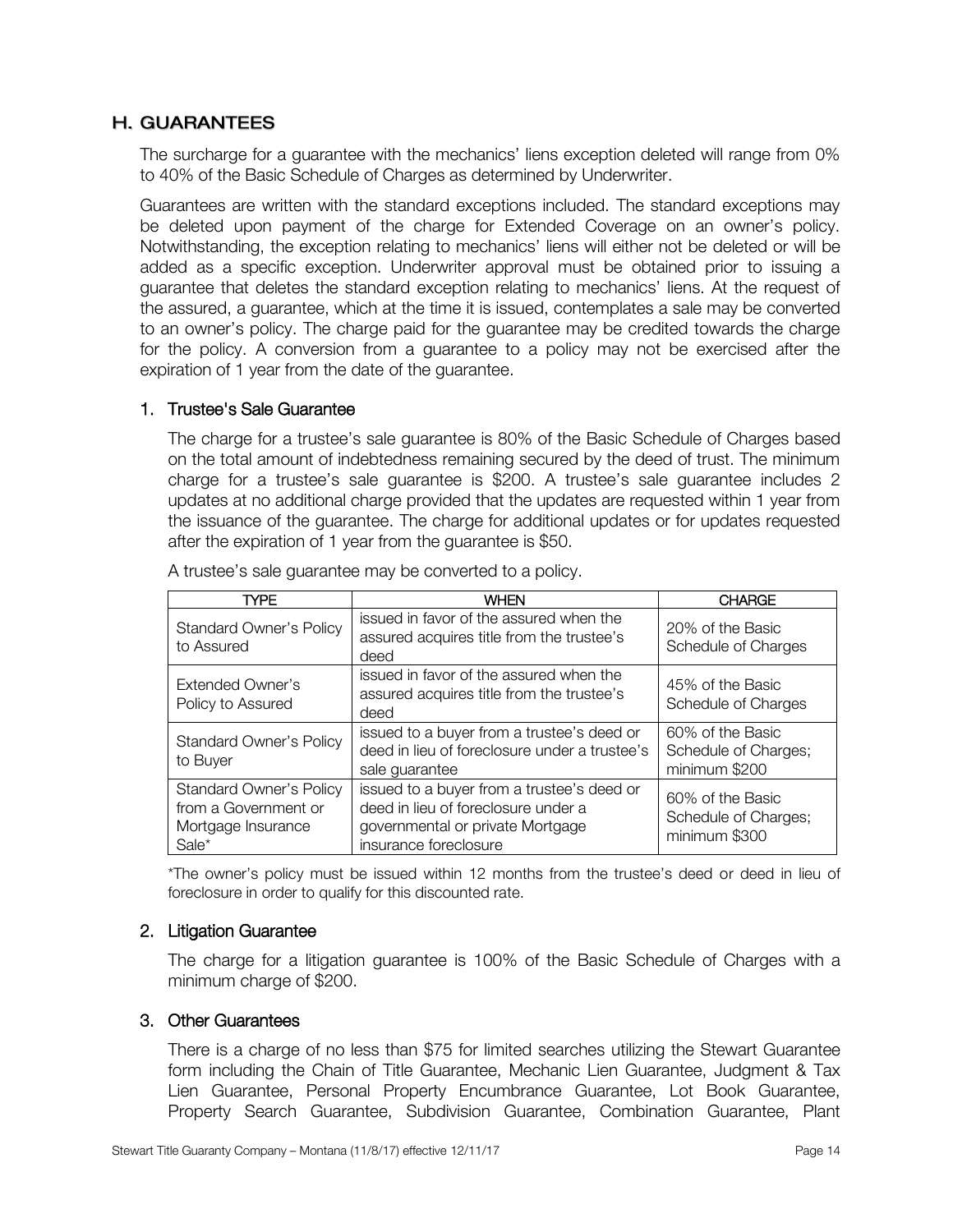## H. GUARANTEES

The surcharge for a guarantee with the mechanics' liens exception deleted will range from 0% to 40% of the Basic Schedule of Charges as determined by Underwriter.

Guarantees are written with the standard exceptions included. The standard exceptions may be deleted upon payment of the charge for Extended Coverage on an owner's policy. Notwithstanding, the exception relating to mechanics' liens will either not be deleted or will be added as a specific exception. Underwriter approval must be obtained prior to issuing a guarantee that deletes the standard exception relating to mechanics' liens. At the request of the assured, a guarantee, which at the time it is issued, contemplates a sale may be converted to an owner's policy. The charge paid for the guarantee may be credited towards the charge for the policy. A conversion from a guarantee to a policy may not be exercised after the expiration of 1 year from the date of the guarantee.

### 1. Trustee's Sale Guarantee

The charge for a trustee's sale guarantee is 80% of the Basic Schedule of Charges based on the total amount of indebtedness remaining secured by the deed of trust. The minimum charge for a trustee's sale guarantee is $200. A trustee's sale guarantee includes 2 updates at no additional charge provided that the updates are requested within 1 year from the issuance of the guarantee. The charge for additional updates or for updates requested after the expiration of 1 year from the guarantee is $50.

A trustee's sale guarantee may be converted to a policy.

| TYPE | WHEN | CHARGE |
|---|---|---|
| Standard Owner's Policy to Assured | issued in favor of the assured when the assured acquires title from the trustee's deed | 20% of the Basic Schedule of Charges |
| Extended Owner's Policy to Assured | issued in favor of the assured when the assured acquires title from the trustee's deed | 45% of the Basic Schedule of Charges |
| Standard Owner's Policy to Buyer | issued to a buyer from a trustee's deed or deed in lieu of foreclosure under a trustee's sale guarantee | 60% of the Basic Schedule of Charges; minimum $200 |
| Standard Owner's Policy from a Government or Mortgage Insurance Sale* | issued to a buyer from a trustee's deed or deed in lieu of foreclosure under a governmental or private Mortgage insurance foreclosure | 60% of the Basic Schedule of Charges; minimum $300 |

*The owner's policy must be issued within 12 months from the trustee's deed or deed in lieu of foreclosure in order to qualify for this discounted rate.

### 2. Litigation Guarantee

The charge for a litigation guarantee is 100% of the Basic Schedule of Charges with a minimum charge of $200.

### 3. Other Guarantees

There is a charge of no less than $75 for limited searches utilizing the Stewart Guarantee form including the Chain of Title Guarantee, Mechanic Lien Guarantee, Judgment & Tax Lien Guarantee, Personal Property Encumbrance Guarantee, Lot Book Guarantee, Property Search Guarantee, Subdivision Guarantee, Combination Guarantee, Plant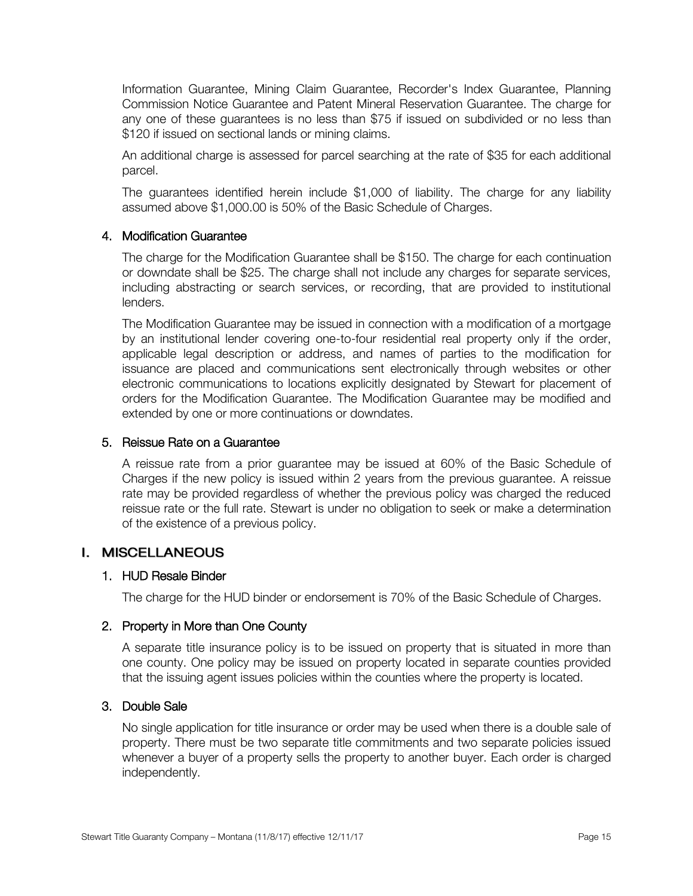Information Guarantee, Mining Claim Guarantee, Recorder's Index Guarantee, Planning Commission Notice Guarantee and Patent Mineral Reservation Guarantee. The charge for any one of these guarantees is no less than $75 if issued on subdivided or no less than $120 if issued on sectional lands or mining claims.

An additional charge is assessed for parcel searching at the rate of $35 for each additional parcel.

The guarantees identified herein include $1,000 of liability. The charge for any liability assumed above $1,000.00 is 50% of the Basic Schedule of Charges.

### 4. Modification Guarantee

The charge for the Modification Guarantee shall be $150. The charge for each continuation or downdate shall be $25. The charge shall not include any charges for separate services, including abstracting or search services, or recording, that are provided to institutional lenders.

The Modification Guarantee may be issued in connection with a modification of a mortgage by an institutional lender covering one-to-four residential real property only if the order, applicable legal description or address, and names of parties to the modification for issuance are placed and communications sent electronically through websites or other electronic communications to locations explicitly designated by Stewart for placement of orders for the Modification Guarantee. The Modification Guarantee may be modified and extended by one or more continuations or downdates.

### 5. Reissue Rate on a Guarantee

A reissue rate from a prior guarantee may be issued at 60% of the Basic Schedule of Charges if the new policy is issued within 2 years from the previous guarantee. A reissue rate may be provided regardless of whether the previous policy was charged the reduced reissue rate or the full rate. Stewart is under no obligation to seek or make a determination of the existence of a previous policy.

## I. MISCELLANEOUS

### 1. HUD Resale Binder

The charge for the HUD binder or endorsement is 70% of the Basic Schedule of Charges.

### 2. Property in More than One County

A separate title insurance policy is to be issued on property that is situated in more than one county. One policy may be issued on property located in separate counties provided that the issuing agent issues policies within the counties where the property is located.

### 3. Double Sale

No single application for title insurance or order may be used when there is a double sale of property. There must be two separate title commitments and two separate policies issued whenever a buyer of a property sells the property to another buyer. Each order is charged independently.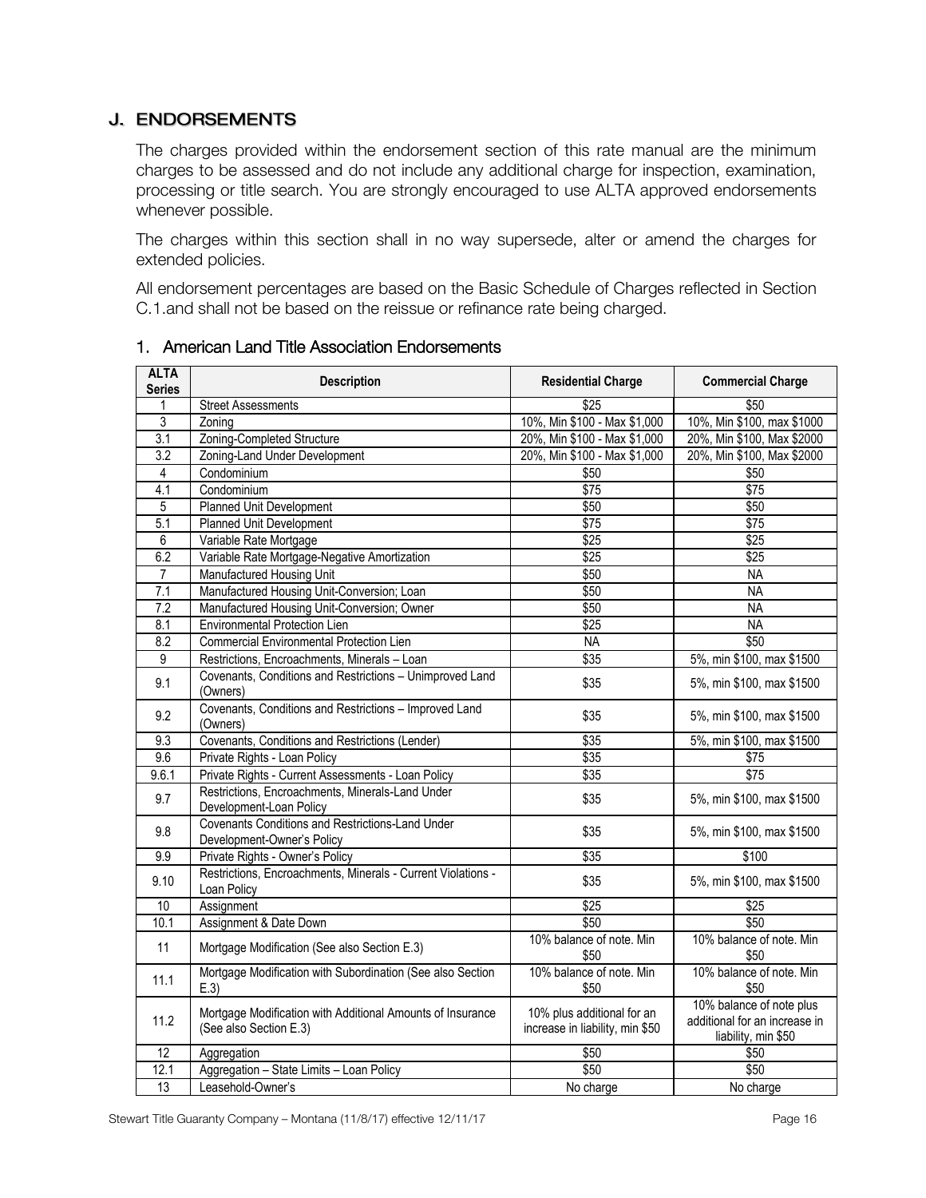## J. ENDORSEMENTS

The charges provided within the endorsement section of this rate manual are the minimum charges to be assessed and do not include any additional charge for inspection, examination, processing or title search. You are strongly encouraged to use ALTA approved endorsements whenever possible.

The charges within this section shall in no way supersede, alter or amend the charges for extended policies.

All endorsement percentages are based on the Basic Schedule of Charges reflected in Section C.1.and shall not be based on the reissue or refinance rate being charged.

### 1. American Land Title Association Endorsements

| ALTA Series | Description | Residential Charge | Commercial Charge |
|---|---|---|---|
| 1 | Street Assessments | $25 | $50 |
| 3 | Zoning | 10%, Min $100 - Max $1,000 | 10%, Min $100, max $1000 |
| 3.1 | Zoning-Completed Structure | 20%, Min $100 - Max $1,000 | 20%, Min $100, Max $2000 |
| 3.2 | Zoning-Land Under Development | 20%, Min $100 - Max $1,000 | 20%, Min $100, Max $2000 |
| 4 | Condominium | $50 | $50 |
| 4.1 | Condominium | $75 | $75 |
| 5 | Planned Unit Development | $50 | $50 |
| 5.1 | Planned Unit Development | $75 | $75 |
| 6 | Variable Rate Mortgage | $25 | $25 |
| 6.2 | Variable Rate Mortgage-Negative Amortization | $25 | $25 |
| 7 | Manufactured Housing Unit | $50 | NA |
| 7.1 | Manufactured Housing Unit-Conversion; Loan | $50 | NA |
| 7.2 | Manufactured Housing Unit-Conversion; Owner | $50 | NA |
| 8.1 | Environmental Protection Lien | $25 | NA |
| 8.2 | Commercial Environmental Protection Lien | NA | $50 |
| 9 | Restrictions, Encroachments, Minerals – Loan | $35 | 5%, min $100, max $1500 |
| 9.1 | Covenants, Conditions and Restrictions – Unimproved Land (Owners) | $35 | 5%, min $100, max $1500 |
| 9.2 | Covenants, Conditions and Restrictions – Improved Land (Owners) | $35 | 5%, min $100, max $1500 |
| 9.3 | Covenants, Conditions and Restrictions (Lender) | $35 | 5%, min $100, max $1500 |
| 9.6 | Private Rights - Loan Policy | $35 | $75 |
| 9.6.1 | Private Rights - Current Assessments - Loan Policy | $35 | $75 |
| 9.7 | Restrictions, Encroachments, Minerals-Land Under Development-Loan Policy | $35 | 5%, min $100, max $1500 |
| 9.8 | Covenants Conditions and Restrictions-Land Under Development-Owner's Policy | $35 | 5%, min $100, max $1500 |
| 9.9 | Private Rights - Owner's Policy | $35 | $100 |
| 9.10 | Restrictions, Encroachments, Minerals - Current Violations - Loan Policy | $35 | 5%, min $100, max $1500 |
| 10 | Assignment | $25 | $25 |
| 10.1 | Assignment & Date Down | $50 | $50 |
| 11 | Mortgage Modification (See also Section E.3) | 10% balance of note. Min $50 | 10% balance of note. Min $50 |
| 11.1 | Mortgage Modification with Subordination (See also Section E.3) | 10% balance of note. Min $50 | 10% balance of note. Min $50 |
| 11.2 | Mortgage Modification with Additional Amounts of Insurance (See also Section E.3) | 10% plus additional for an increase in liability, min $50 | 10% balance of note plus additional for an increase in liability, min $50 |
| 12 | Aggregation | $50 | $50 |
| 12.1 | Aggregation – State Limits – Loan Policy | $50 | $50 |
| 13 | Leasehold-Owner's | No charge | No charge |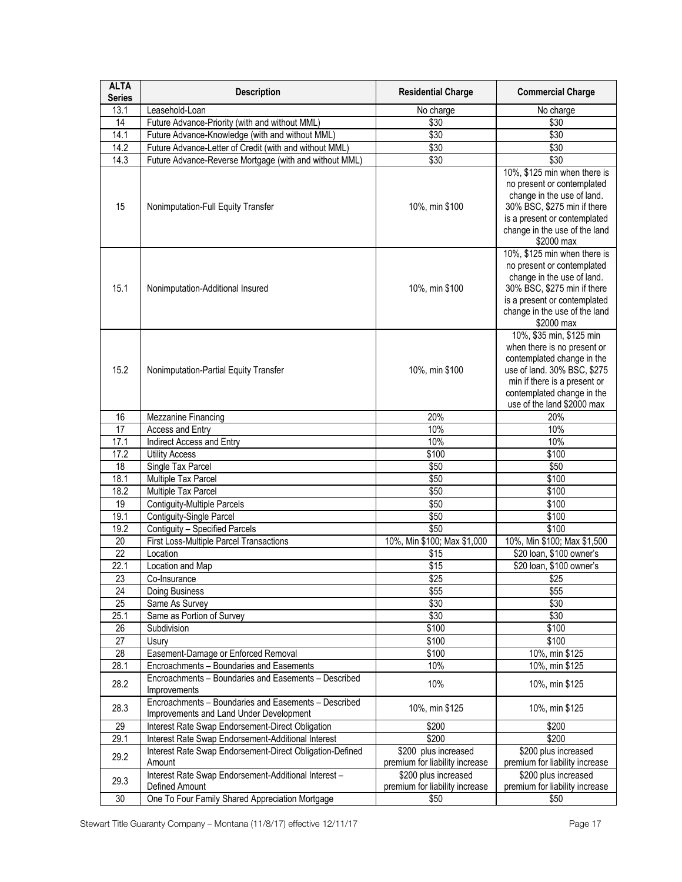| ALTA Series | Description | Residential Charge | Commercial Charge |
|---|---|---|---|
| 13.1 | Leasehold-Loan | No charge | No charge |
| 14 | Future Advance-Priority (with and without MML) | $30 | $30 |
| 14.1 | Future Advance-Knowledge (with and without MML) | $30 | $30 |
| 14.2 | Future Advance-Letter of Credit (with and without MML) | $30 | $30 |
| 14.3 | Future Advance-Reverse Mortgage (with and without MML) | $30 | $30 |
| 15 | Nonimputation-Full Equity Transfer | 10%, min $100 | 10%, $125 min when there is no present or contemplated change in the use of land. 30% BSC, $275 min if there is a present or contemplated change in the use of the land $2000 max |
| 15.1 | Nonimputation-Additional Insured | 10%, min $100 | 10%, $125 min when there is no present or contemplated change in the use of land. 30% BSC, $275 min if there is a present or contemplated change in the use of the land $2000 max |
| 15.2 | Nonimputation-Partial Equity Transfer | 10%, min $100 | 10%, $35 min, $125 min when there is no present or contemplated change in the use of land. 30% BSC, $275 min if there is a present or contemplated change in the use of the land $2000 max |
| 16 | Mezzanine Financing | 20% | 20% |
| 17 | Access and Entry | 10% | 10% |
| 17.1 | Indirect Access and Entry | 10% | 10% |
| 17.2 | Utility Access | $100 | $100 |
| 18 | Single Tax Parcel | $50 | $50 |
| 18.1 | Multiple Tax Parcel | $50 | $100 |
| 18.2 | Multiple Tax Parcel | $50 | $100 |
| 19 | Contiguity-Multiple Parcels | $50 | $100 |
| 19.1 | Contiguity-Single Parcel | $50 | $100 |
| 19.2 | Contiguity – Specified Parcels | $50 | $100 |
| 20 | First Loss-Multiple Parcel Transactions | 10%, Min $100; Max $1,000 | 10%, Min $100; Max $1,500 |
| 22 | Location | $15 | $20 loan, $100 owner's |
| 22.1 | Location and Map | $15 | $20 loan, $100 owner's |
| 23 | Co-Insurance | $25 | $25 |
| 24 | Doing Business | $55 | $55 |
| 25 | Same As Survey | $30 | $30 |
| 25.1 | Same as Portion of Survey | $30 | $30 |
| 26 | Subdivision | $100 | $100 |
| 27 | Usury | $100 | $100 |
| 28 | Easement-Damage or Enforced Removal | $100 | 10%, min $125 |
| 28.1 | Encroachments – Boundaries and Easements | 10% | 10%, min $125 |
| 28.2 | Encroachments – Boundaries and Easements – Described Improvements | 10% | 10%, min $125 |
| 28.3 | Encroachments – Boundaries and Easements – Described Improvements and Land Under Development | 10%, min $125 | 10%, min $125 |
| 29 | Interest Rate Swap Endorsement-Direct Obligation | $200 | $200 |
| 29.1 | Interest Rate Swap Endorsement-Additional Interest | $200 | $200 |
| 29.2 | Interest Rate Swap Endorsement-Direct Obligation-Defined Amount | $200 plus increased premium for liability increase | $200 plus increased premium for liability increase |
| 29.3 | Interest Rate Swap Endorsement-Additional Interest – Defined Amount | $200 plus increased premium for liability increase | $200 plus increased premium for liability increase |
| 30 | One To Four Family Shared Appreciation Mortgage | $50 | $50 |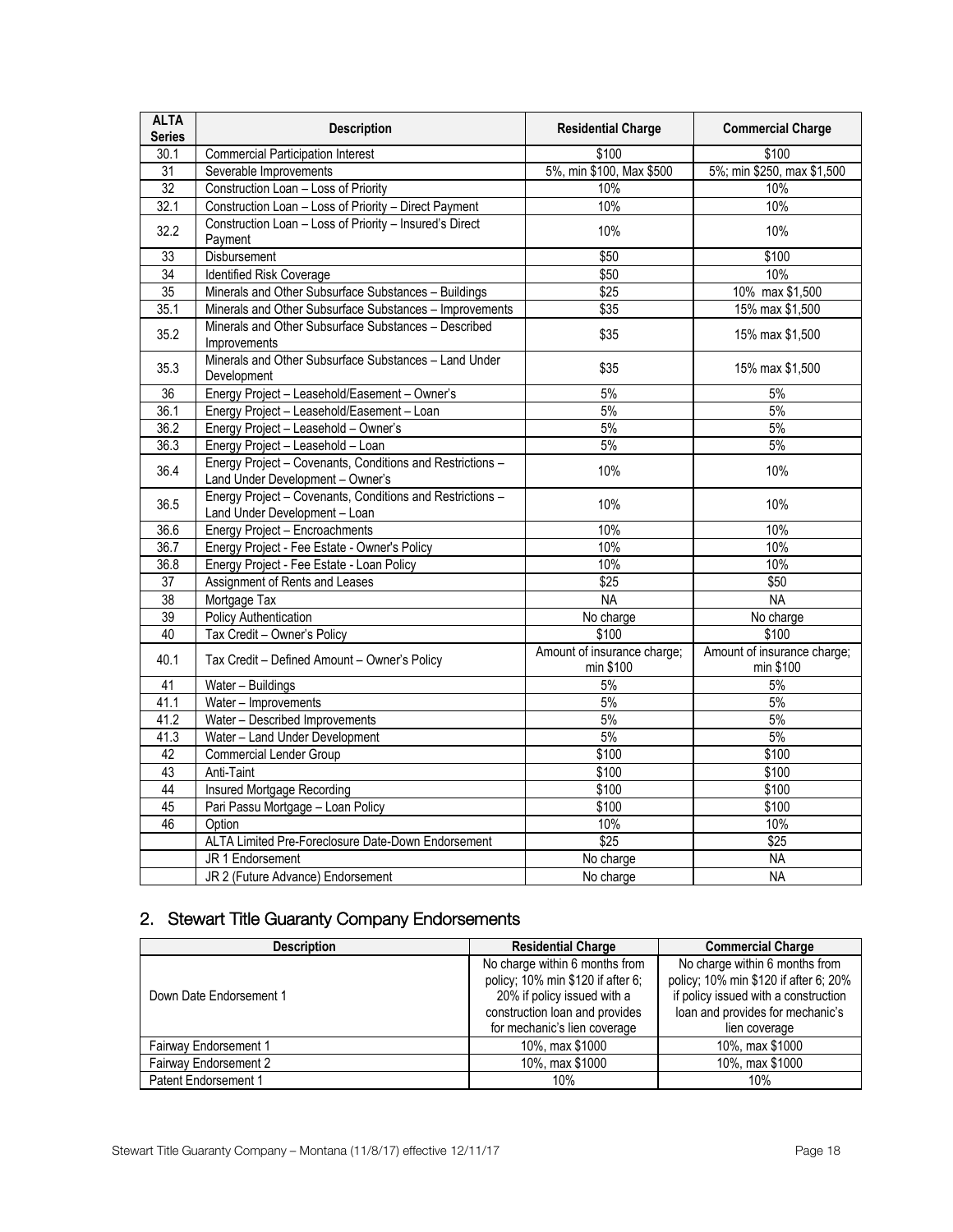| ALTA Series | Description | Residential Charge | Commercial Charge |
|---|---|---|---|
| 30.1 | Commercial Participation Interest | $100 | $100 |
| 31 | Severable Improvements | 5%, min $100, Max $500 | 5%; min $250, max $1,500 |
| 32 | Construction Loan – Loss of Priority | 10% | 10% |
| 32.1 | Construction Loan – Loss of Priority – Direct Payment | 10% | 10% |
| 32.2 | Construction Loan – Loss of Priority – Insured's Direct Payment | 10% | 10% |
| 33 | Disbursement | $50 | $100 |
| 34 | Identified Risk Coverage | $50 | 10% |
| 35 | Minerals and Other Subsurface Substances – Buildings | $25 | 10% max $1,500 |
| 35.1 | Minerals and Other Subsurface Substances – Improvements | $35 | 15% max $1,500 |
| 35.2 | Minerals and Other Subsurface Substances – Described Improvements | $35 | 15% max $1,500 |
| 35.3 | Minerals and Other Subsurface Substances – Land Under Development | $35 | 15% max $1,500 |
| 36 | Energy Project – Leasehold/Easement – Owner's | 5% | 5% |
| 36.1 | Energy Project – Leasehold/Easement – Loan | 5% | 5% |
| 36.2 | Energy Project – Leasehold – Owner's | 5% | 5% |
| 36.3 | Energy Project – Leasehold – Loan | 5% | 5% |
| 36.4 | Energy Project – Covenants, Conditions and Restrictions – Land Under Development – Owner's | 10% | 10% |
| 36.5 | Energy Project – Covenants, Conditions and Restrictions – Land Under Development – Loan | 10% | 10% |
| 36.6 | Energy Project – Encroachments | 10% | 10% |
| 36.7 | Energy Project - Fee Estate - Owner's Policy | 10% | 10% |
| 36.8 | Energy Project - Fee Estate - Loan Policy | 10% | 10% |
| 37 | Assignment of Rents and Leases | $25 | $50 |
| 38 | Mortgage Tax | NA | NA |
| 39 | Policy Authentication | No charge | No charge |
| 40 | Tax Credit – Owner's Policy | $100 | $100 |
| 40.1 | Tax Credit – Defined Amount – Owner's Policy | Amount of insurance charge; min $100 | Amount of insurance charge; min $100 |
| 41 | Water – Buildings | 5% | 5% |
| 41.1 | Water – Improvements | 5% | 5% |
| 41.2 | Water – Described Improvements | 5% | 5% |
| 41.3 | Water – Land Under Development | 5% | 5% |
| 42 | Commercial Lender Group | $100 | $100 |
| 43 | Anti-Taint | $100 | $100 |
| 44 | Insured Mortgage Recording | $100 | $100 |
| 45 | Pari Passu Mortgage – Loan Policy | $100 | $100 |
| 46 | Option | 10% | 10% |
| | ALTA Limited Pre-Foreclosure Date-Down Endorsement | $25 | $25 |
| | JR 1 Endorsement | No charge | NA |
| | JR 2 (Future Advance) Endorsement | No charge | NA |

## 2. Stewart Title Guaranty Company Endorsements

| Description | Residential Charge | Commercial Charge |
|---|---|---|
| Down Date Endorsement 1 | No charge within 6 months from policy; 10% min $120 if after 6; 20% if policy issued with a construction loan and provides for mechanic's lien coverage | No charge within 6 months from policy; 10% min $120 if after 6; 20% if policy issued with a construction loan and provides for mechanic's lien coverage |
| Fairway Endorsement 1 | 10%, max $1000 | 10%, max $1000 |
| Fairway Endorsement 2 | 10%, max $1000 | 10%, max $1000 |
| Patent Endorsement 1 | 10% | 10% |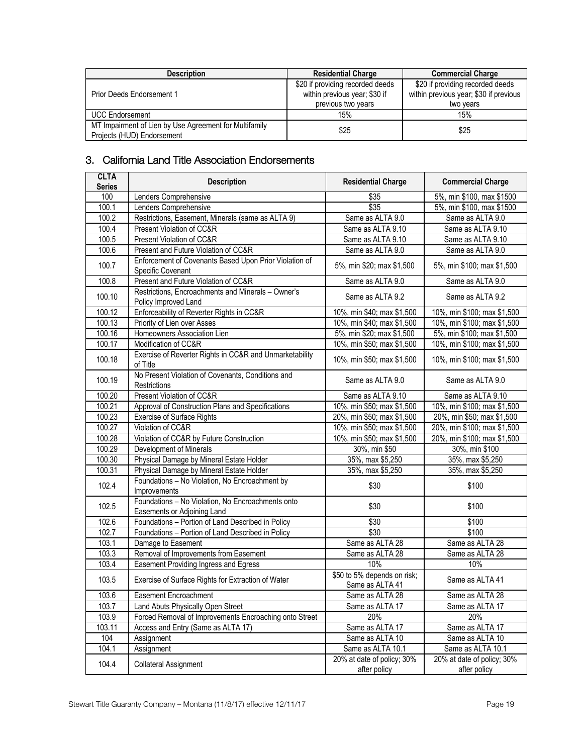| Description | Residential Charge | Commercial Charge |
|---|---|---|
| Prior Deeds Endorsement 1 | $20 if providing recorded deeds within previous year; $30 if previous two years | $20 if providing recorded deeds within previous year; $30 if previous two years |
| UCC Endorsement | 15% | 15% |
| MT Impairment of Lien by Use Agreement for Multifamily Projects (HUD) Endorsement | $25 | $25 |

## 3. California Land Title Association Endorsements

| CLTA Series | Description | Residential Charge | Commercial Charge |
|---|---|---|---|
| 100 | Lenders Comprehensive | $35 | 5%, min $100, max $1500 |
| 100.1 | Lenders Comprehensive | $35 | 5%, min $100, max $1500 |
| 100.2 | Restrictions, Easement, Minerals (same as ALTA 9) | Same as ALTA 9.0 | Same as ALTA 9.0 |
| 100.4 | Present Violation of CC&R | Same as ALTA 9.10 | Same as ALTA 9.10 |
| 100.5 | Present Violation of CC&R | Same as ALTA 9.10 | Same as ALTA 9.10 |
| 100.6 | Present and Future Violation of CC&R | Same as ALTA 9.0 | Same as ALTA 9.0 |
| 100.7 | Enforcement of Covenants Based Upon Prior Violation of Specific Covenant | 5%, min $20; max $1,500 | 5%, min $100; max $1,500 |
| 100.8 | Present and Future Violation of CC&R | Same as ALTA 9.0 | Same as ALTA 9.0 |
| 100.10 | Restrictions, Encroachments and Minerals – Owner's Policy Improved Land | Same as ALTA 9.2 | Same as ALTA 9.2 |
| 100.12 | Enforceability of Reverter Rights in CC&R | 10%, min $40; max $1,500 | 10%, min $100; max $1,500 |
| 100.13 | Priority of Lien over Asses | 10%, min $40; max $1,500 | 10%, min $100; max $1,500 |
| 100.16 | Homeowners Association Lien | 5%, min $20; max $1,500 | 5%, min $100; max $1,500 |
| 100.17 | Modification of CC&R | 10%, min $50; max $1,500 | 10%, min $100; max $1,500 |
| 100.18 | Exercise of Reverter Rights in CC&R and Unmarketability of Title | 10%, min $50; max $1,500 | 10%, min $100; max $1,500 |
| 100.19 | No Present Violation of Covenants, Conditions and Restrictions | Same as ALTA 9.0 | Same as ALTA 9.0 |
| 100.20 | Present Violation of CC&R | Same as ALTA 9.10 | Same as ALTA 9.10 |
| 100.21 | Approval of Construction Plans and Specifications | 10%, min $50; max $1,500 | 10%, min $100; max $1,500 |
| 100.23 | Exercise of Surface Rights | 20%, min $50; max $1,500 | 20%, min $50; max $1,500 |
| 100.27 | Violation of CC&R | 10%, min $50; max $1,500 | 20%, min $100; max $1,500 |
| 100.28 | Violation of CC&R by Future Construction | 10%, min $50; max $1,500 | 20%, min $100; max $1,500 |
| 100.29 | Development of Minerals | 30%, min $50 | 30%, min $100 |
| 100.30 | Physical Damage by Mineral Estate Holder | 35%, max $5,250 | 35%, max $5,250 |
| 100.31 | Physical Damage by Mineral Estate Holder | 35%, max $5,250 | 35%, max $5,250 |
| 102.4 | Foundations – No Violation, No Encroachment by Improvements | $30 | $100 |
| 102.5 | Foundations – No Violation, No Encroachments onto Easements or Adjoining Land | $30 | $100 |
| 102.6 | Foundations – Portion of Land Described in Policy | $30 | $100 |
| 102.7 | Foundations – Portion of Land Described in Policy | $30 | $100 |
| 103.1 | Damage to Easement | Same as ALTA 28 | Same as ALTA 28 |
| 103.3 | Removal of Improvements from Easement | Same as ALTA 28 | Same as ALTA 28 |
| 103.4 | Easement Providing Ingress and Egress | 10% | 10% |
| 103.5 | Exercise of Surface Rights for Extraction of Water | $50 to 5% depends on risk; Same as ALTA 41 | Same as ALTA 41 |
| 103.6 | Easement Encroachment | Same as ALTA 28 | Same as ALTA 28 |
| 103.7 | Land Abuts Physically Open Street | Same as ALTA 17 | Same as ALTA 17 |
| 103.9 | Forced Removal of Improvements Encroaching onto Street | 20% | 20% |
| 103.11 | Access and Entry (Same as ALTA 17) | Same as ALTA 17 | Same as ALTA 17 |
| 104 | Assignment | Same as ALTA 10 | Same as ALTA 10 |
| 104.1 | Assignment | Same as ALTA 10.1 | Same as ALTA 10.1 |
| 104.4 | Collateral Assignment | 20% at date of policy; 30% after policy | 20% at date of policy; 30% after policy |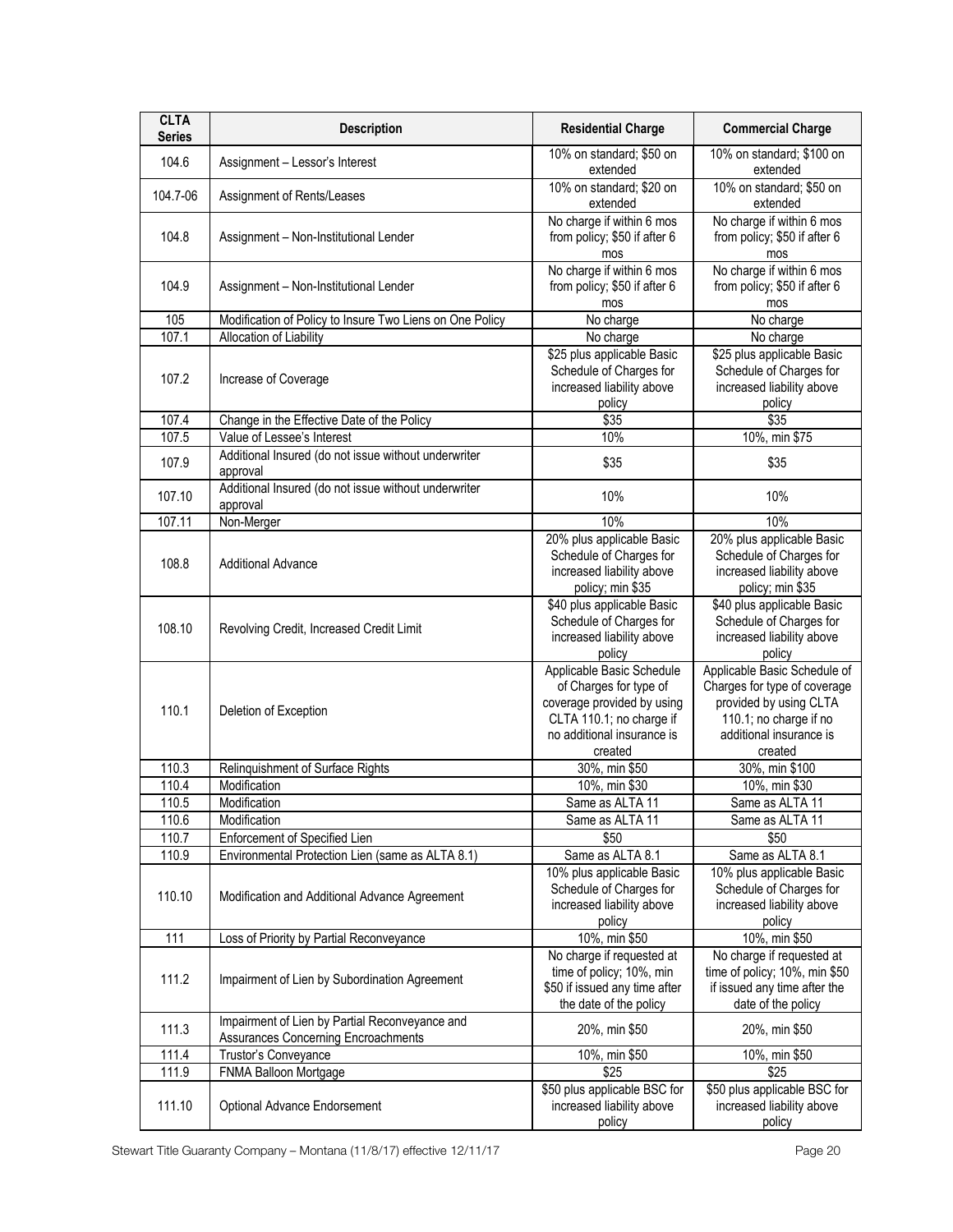| CLTA Series | Description | Residential Charge | Commercial Charge |
|---|---|---|---|
| 104.6 | Assignment – Lessor's Interest | 10% on standard; $50 on extended | 10% on standard; $100 on extended |
| 104.7-06 | Assignment of Rents/Leases | 10% on standard; $20 on extended | 10% on standard; $50 on extended |
| 104.8 | Assignment – Non-Institutional Lender | No charge if within 6 mos from policy; $50 if after 6 mos | No charge if within 6 mos from policy; $50 if after 6 mos |
| 104.9 | Assignment – Non-Institutional Lender | No charge if within 6 mos from policy; $50 if after 6 mos | No charge if within 6 mos from policy; $50 if after 6 mos |
| 105 | Modification of Policy to Insure Two Liens on One Policy | No charge | No charge |
| 107.1 | Allocation of Liability | No charge | No charge |
| 107.2 | Increase of Coverage | $25 plus applicable Basic Schedule of Charges for increased liability above policy | $25 plus applicable Basic Schedule of Charges for increased liability above policy |
| 107.4 | Change in the Effective Date of the Policy | $35 | $35 |
| 107.5 | Value of Lessee's Interest | 10% | 10%, min $75 |
| 107.9 | Additional Insured (do not issue without underwriter approval | $35 | $35 |
| 107.10 | Additional Insured (do not issue without underwriter approval | 10% | 10% |
| 107.11 | Non-Merger | 10% | 10% |
| 108.8 | Additional Advance | 20% plus applicable Basic Schedule of Charges for increased liability above policy; min $35 | 20% plus applicable Basic Schedule of Charges for increased liability above policy; min $35 |
| 108.10 | Revolving Credit, Increased Credit Limit | $40 plus applicable Basic Schedule of Charges for increased liability above policy | $40 plus applicable Basic Schedule of Charges for increased liability above policy |
| 110.1 | Deletion of Exception | Applicable Basic Schedule of Charges for type of coverage provided by using CLTA 110.1; no charge if no additional insurance is created | Applicable Basic Schedule of Charges for type of coverage provided by using CLTA 110.1; no charge if no additional insurance is created |
| 110.3 | Relinquishment of Surface Rights | 30%, min $50 | 30%, min $100 |
| 110.4 | Modification | 10%, min $30 | 10%, min $30 |
| 110.5 | Modification | Same as ALTA 11 | Same as ALTA 11 |
| 110.6 | Modification | Same as ALTA 11 | Same as ALTA 11 |
| 110.7 | Enforcement of Specified Lien | $50 | $50 |
| 110.9 | Environmental Protection Lien (same as ALTA 8.1) | Same as ALTA 8.1 | Same as ALTA 8.1 |
| 110.10 | Modification and Additional Advance Agreement | 10% plus applicable Basic Schedule of Charges for increased liability above policy | 10% plus applicable Basic Schedule of Charges for increased liability above policy |
| 111 | Loss of Priority by Partial Reconveyance | 10%, min $50 | 10%, min $50 |
| 111.2 | Impairment of Lien by Subordination Agreement | No charge if requested at time of policy; 10%, min $50 if issued any time after the date of the policy | No charge if requested at time of policy; 10%, min $50 if issued any time after the date of the policy |
| 111.3 | Impairment of Lien by Partial Reconveyance and Assurances Concerning Encroachments | 20%, min $50 | 20%, min $50 |
| 111.4 | Trustor's Conveyance | 10%, min $50 | 10%, min $50 |
| 111.9 | FNMA Balloon Mortgage | $25 | $25 |
| 111.10 | Optional Advance Endorsement | $50 plus applicable BSC for increased liability above policy | $50 plus applicable BSC for increased liability above policy |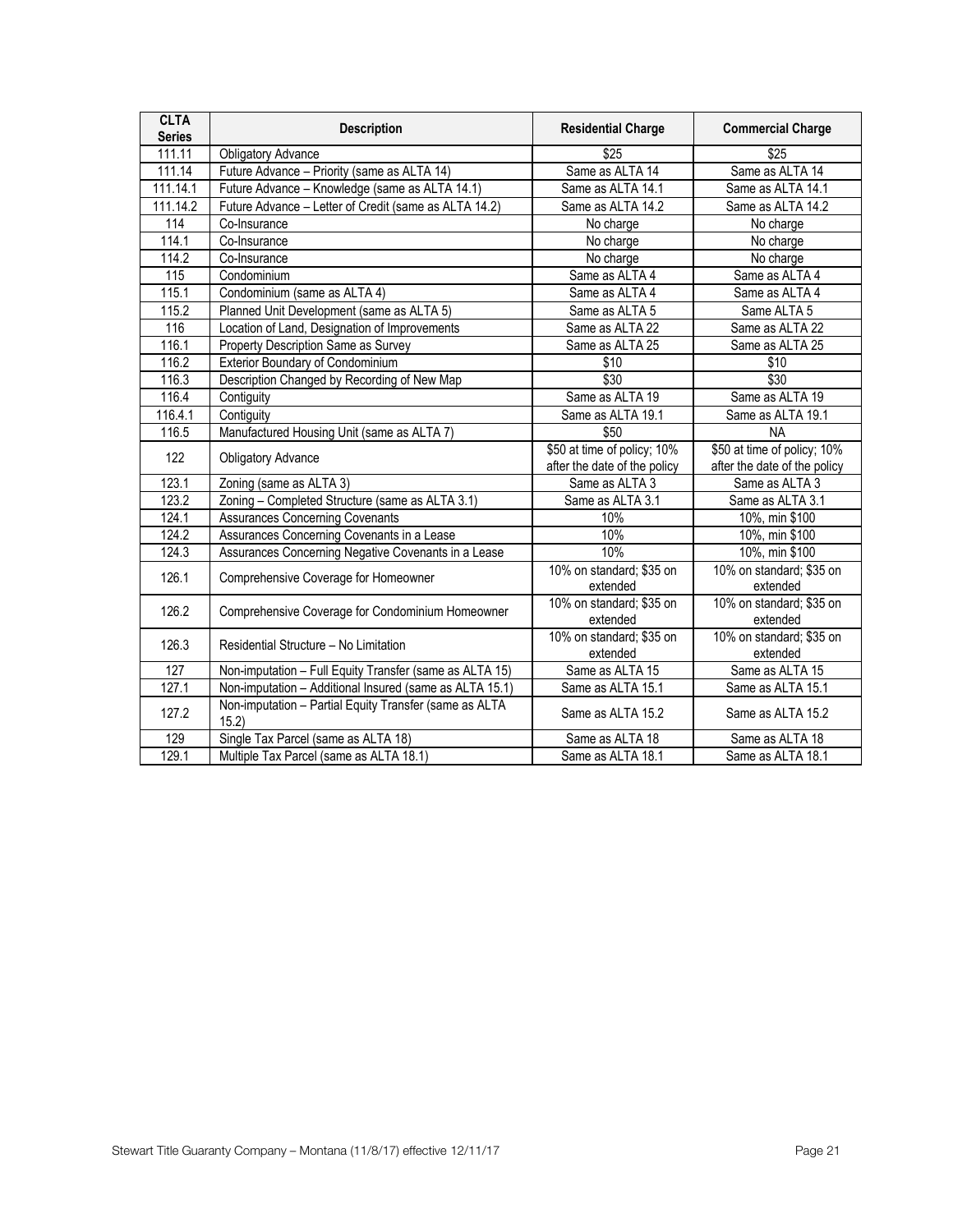| CLTA Series | Description | Residential Charge | Commercial Charge |
|---|---|---|---|
| 111.11 | Obligatory Advance | $25 | $25 |
| 111.14 | Future Advance – Priority (same as ALTA 14) | Same as ALTA 14 | Same as ALTA 14 |
| 111.14.1 | Future Advance – Knowledge (same as ALTA 14.1) | Same as ALTA 14.1 | Same as ALTA 14.1 |
| 111.14.2 | Future Advance – Letter of Credit (same as ALTA 14.2) | Same as ALTA 14.2 | Same as ALTA 14.2 |
| 114 | Co-Insurance | No charge | No charge |
| 114.1 | Co-Insurance | No charge | No charge |
| 114.2 | Co-Insurance | No charge | No charge |
| 115 | Condominium | Same as ALTA 4 | Same as ALTA 4 |
| 115.1 | Condominium (same as ALTA 4) | Same as ALTA 4 | Same as ALTA 4 |
| 115.2 | Planned Unit Development (same as ALTA 5) | Same as ALTA 5 | Same ALTA 5 |
| 116 | Location of Land, Designation of Improvements | Same as ALTA 22 | Same as ALTA 22 |
| 116.1 | Property Description Same as Survey | Same as ALTA 25 | Same as ALTA 25 |
| 116.2 | Exterior Boundary of Condominium | $10 | $10 |
| 116.3 | Description Changed by Recording of New Map | $30 | $30 |
| 116.4 | Contiguity | Same as ALTA 19 | Same as ALTA 19 |
| 116.4.1 | Contiguity | Same as ALTA 19.1 | Same as ALTA 19.1 |
| 116.5 | Manufactured Housing Unit (same as ALTA 7) | $50 | NA |
| 122 | Obligatory Advance | $50 at time of policy; 10% after the date of the policy | $50 at time of policy; 10% after the date of the policy |
| 123.1 | Zoning (same as ALTA 3) | Same as ALTA 3 | Same as ALTA 3 |
| 123.2 | Zoning – Completed Structure (same as ALTA 3.1) | Same as ALTA 3.1 | Same as ALTA 3.1 |
| 124.1 | Assurances Concerning Covenants | 10% | 10%, min $100 |
| 124.2 | Assurances Concerning Covenants in a Lease | 10% | 10%, min $100 |
| 124.3 | Assurances Concerning Negative Covenants in a Lease | 10% | 10%, min $100 |
| 126.1 | Comprehensive Coverage for Homeowner | 10% on standard; $35 on extended | 10% on standard; $35 on extended |
| 126.2 | Comprehensive Coverage for Condominium Homeowner | 10% on standard; $35 on extended | 10% on standard; $35 on extended |
| 126.3 | Residential Structure – No Limitation | 10% on standard; $35 on extended | 10% on standard; $35 on extended |
| 127 | Non-imputation – Full Equity Transfer (same as ALTA 15) | Same as ALTA 15 | Same as ALTA 15 |
| 127.1 | Non-imputation – Additional Insured (same as ALTA 15.1) | Same as ALTA 15.1 | Same as ALTA 15.1 |
| 127.2 | Non-imputation – Partial Equity Transfer (same as ALTA 15.2) | Same as ALTA 15.2 | Same as ALTA 15.2 |
| 129 | Single Tax Parcel (same as ALTA 18) | Same as ALTA 18 | Same as ALTA 18 |
| 129.1 | Multiple Tax Parcel (same as ALTA 18.1) | Same as ALTA 18.1 | Same as ALTA 18.1 |